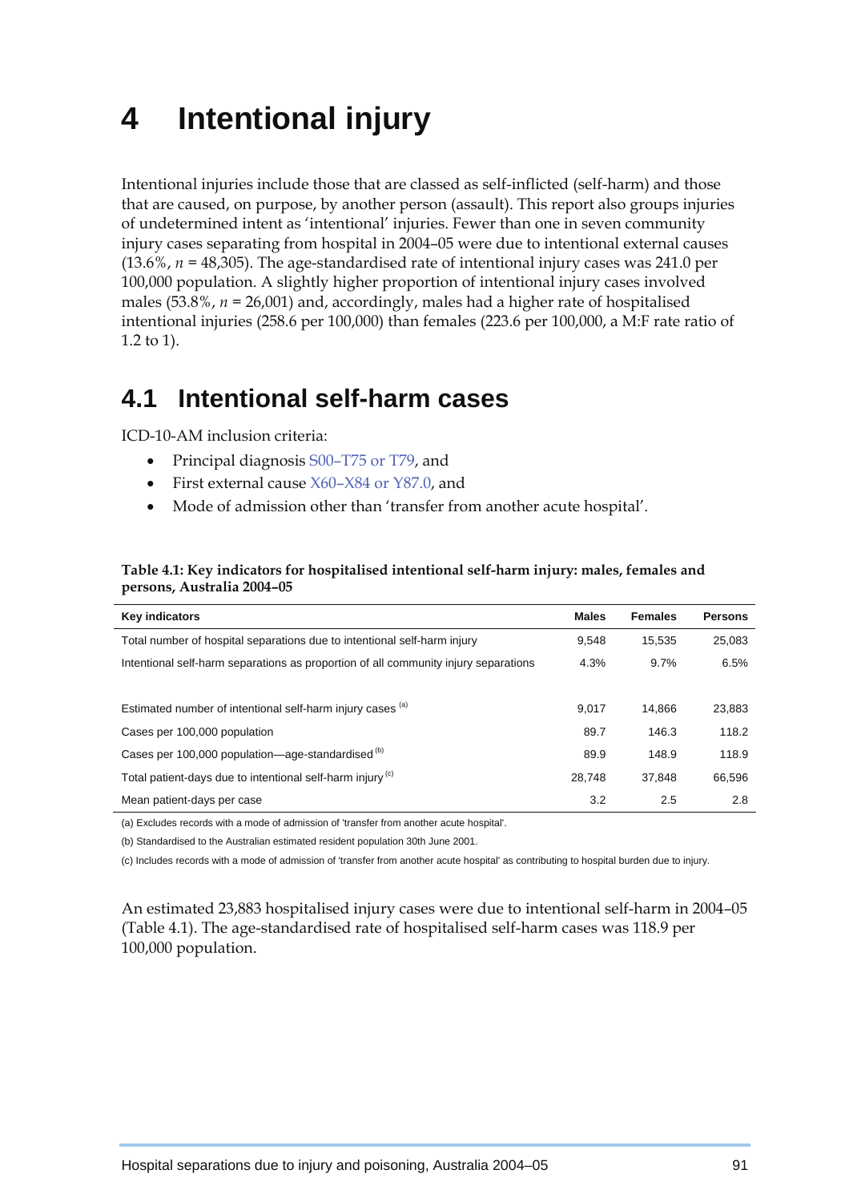# 4 Intentional injury

Intentional injuries include those that are classed as self-inflicted (self-harm) and those that are caused, on purpose, by another person (assault). This report also groups injuries of undetermined intent as 'intentional' injuries. Fewer than one in seven community injury cases separating from hospital in 2004–05 were due to intentional external causes (13.6%, *n* = 48,305). The age-standardised rate of intentional injury cases was 241.0 per 100,000 population. A slightly higher proportion of intentional injury cases involved males (53.8%, *n* = 26,001) and, accordingly, males had a higher rate of hospitalised intentional injuries (258.6 per 100,000) than females (223.6 per 100,000, a M:F rate ratio of 1.2 to 1).

## 4.1 Intentional self-harm cases

ICD-10-AM inclusion criteria:

- Principal diagnosis S00–T75 or T79, and
- First external cause X60–X84 or Y87.0, and
- Mode of admission other than 'transfer from another acute hospital'.

**Table 4.1: Key indicators for hospitalised intentional self-harm injury: males, females and persons, Australia 2004–05**

| Key indicators | Males | Females | Persons |
|---|---|---|---|
| Total number of hospital separations due to intentional self-harm injury | 9,548 | 15,535 | 25,083 |
| Intentional self-harm separations as proportion of all community injury separations | 4.3% | 9.7% | 6.5% |
| | | | |
| Estimated number of intentional self-harm injury cases [(a)] | 9,017 | 14,866 | 23,883 |
| Cases per 100,000 population | 89.7 | 146.3 | 118.2 |
| Cases per 100,000 population—age-standardised [(b)] | 89.9 | 148.9 | 118.9 |
| Total patient-days due to intentional self-harm injury [(c)] | 28,748 | 37,848 | 66,596 |
| Mean patient-days per case | 3.2 | 2.5 | 2.8 |

(a) Excludes records with a mode of admission of 'transfer from another acute hospital'.

(b) Standardised to the Australian estimated resident population 30th June 2001.

(c) Includes records with a mode of admission of 'transfer from another acute hospital' as contributing to hospital burden due to injury.

An estimated 23,883 hospitalised injury cases were due to intentional self-harm in 2004–05 (Table 4.1). The age-standardised rate of hospitalised self-harm cases was 118.9 per 100,000 population.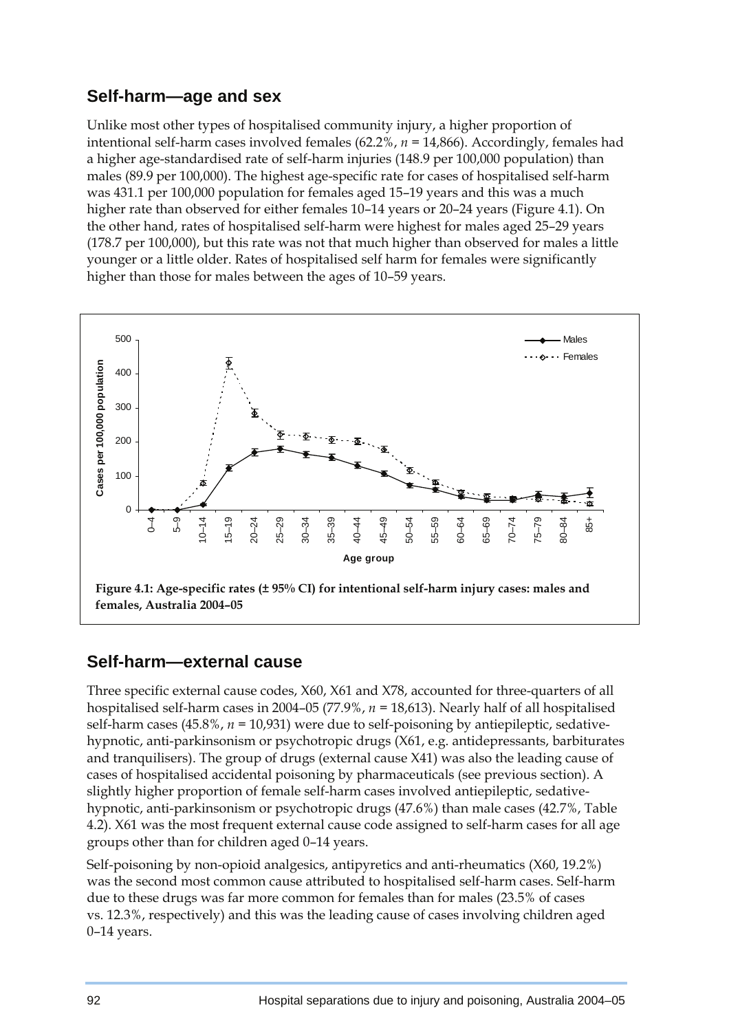## Self-harm—age and sex

Unlike most other types of hospitalised community injury, a higher proportion of intentional self-harm cases involved females (62.2%, *n* = 14,866). Accordingly, females had a higher age-standardised rate of self-harm injuries (148.9 per 100,000 population) than males (89.9 per 100,000). The highest age-specific rate for cases of hospitalised self-harm was 431.1 per 100,000 population for females aged 15–19 years and this was a much higher rate than observed for either females 10–14 years or 20–24 years (Figure 4.1). On the other hand, rates of hospitalised self-harm were highest for males aged 25–29 years (178.7 per 100,000), but this rate was not that much higher than observed for males a little younger or a little older. Rates of hospitalised self harm for females were significantly higher than those for males between the ages of 10–59 years.

**Figure 4.1: Age-specific rates (± 95% CI) for intentional self-harm injury cases: males and females, Australia 2004–05**

## Self-harm—external cause

Three specific external cause codes, X60, X61 and X78, accounted for three-quarters of all hospitalised self-harm cases in 2004–05 (77.9%, *n* = 18,613). Nearly half of all hospitalised self-harm cases (45.8%, *n* = 10,931) were due to self-poisoning by antiepileptic, sedative-hypnotic, anti-parkinsonism or psychotropic drugs (X61, e.g. antidepressants, barbiturates and tranquilisers). The group of drugs (external cause X41) was also the leading cause of cases of hospitalised accidental poisoning by pharmaceuticals (see previous section). A slightly higher proportion of female self-harm cases involved antiepileptic, sedative-hypnotic, anti-parkinsonism or psychotropic drugs (47.6%) than male cases (42.7%, Table 4.2). X61 was the most frequent external cause code assigned to self-harm cases for all age groups other than for children aged 0–14 years.

Self-poisoning by non-opioid analgesics, antipyretics and anti-rheumatics (X60, 19.2%) was the second most common cause attributed to hospitalised self-harm cases. Self-harm due to these drugs was far more common for females than for males (23.5% of cases vs. 12.3%, respectively) and this was the leading cause of cases involving children aged 0–14 years.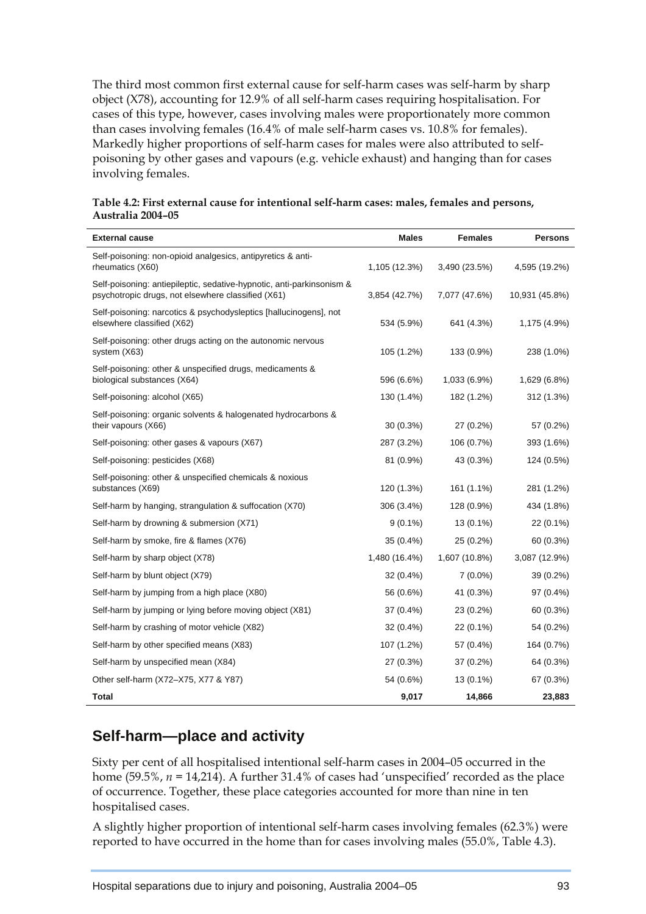The third most common first external cause for self-harm cases was self-harm by sharp object (X78), accounting for 12.9% of all self-harm cases requiring hospitalisation. For cases of this type, however, cases involving males were proportionately more common than cases involving females (16.4% of male self-harm cases vs. 10.8% for females). Markedly higher proportions of self-harm cases for males were also attributed to self-poisoning by other gases and vapours (e.g. vehicle exhaust) and hanging than for cases involving females.

**Table 4.2: First external cause for intentional self-harm cases: males, females and persons, Australia 2004–05**

| External cause | Males | Females | Persons |
|---|---|---|---|
| Self-poisoning: non-opioid analgesics, antipyretics & anti-rheumatics (X60) | 1,105 (12.3%) | 3,490 (23.5%) | 4,595 (19.2%) |
| Self-poisoning: antiepileptic, sedative-hypnotic, anti-parkinsonism & psychotropic drugs, not elsewhere classified (X61) | 3,854 (42.7%) | 7,077 (47.6%) | 10,931 (45.8%) |
| Self-poisoning: narcotics & psychodysleptics [hallucinogens], not elsewhere classified (X62) | 534 (5.9%) | 641 (4.3%) | 1,175 (4.9%) |
| Self-poisoning: other drugs acting on the autonomic nervous system (X63) | 105 (1.2%) | 133 (0.9%) | 238 (1.0%) |
| Self-poisoning: other & unspecified drugs, medicaments & biological substances (X64) | 596 (6.6%) | 1,033 (6.9%) | 1,629 (6.8%) |
| Self-poisoning: alcohol (X65) | 130 (1.4%) | 182 (1.2%) | 312 (1.3%) |
| Self-poisoning: organic solvents & halogenated hydrocarbons & their vapours (X66) | 30 (0.3%) | 27 (0.2%) | 57 (0.2%) |
| Self-poisoning: other gases & vapours (X67) | 287 (3.2%) | 106 (0.7%) | 393 (1.6%) |
| Self-poisoning: pesticides (X68) | 81 (0.9%) | 43 (0.3%) | 124 (0.5%) |
| Self-poisoning: other & unspecified chemicals & noxious substances (X69) | 120 (1.3%) | 161 (1.1%) | 281 (1.2%) |
| Self-harm by hanging, strangulation & suffocation (X70) | 306 (3.4%) | 128 (0.9%) | 434 (1.8%) |
| Self-harm by drowning & submersion (X71) | 9 (0.1%) | 13 (0.1%) | 22 (0.1%) |
| Self-harm by smoke, fire & flames (X76) | 35 (0.4%) | 25 (0.2%) | 60 (0.3%) |
| Self-harm by sharp object (X78) | 1,480 (16.4%) | 1,607 (10.8%) | 3,087 (12.9%) |
| Self-harm by blunt object (X79) | 32 (0.4%) | 7 (0.0%) | 39 (0.2%) |
| Self-harm by jumping from a high place (X80) | 56 (0.6%) | 41 (0.3%) | 97 (0.4%) |
| Self-harm by jumping or lying before moving object (X81) | 37 (0.4%) | 23 (0.2%) | 60 (0.3%) |
| Self-harm by crashing of motor vehicle (X82) | 32 (0.4%) | 22 (0.1%) | 54 (0.2%) |
| Self-harm by other specified means (X83) | 107 (1.2%) | 57 (0.4%) | 164 (0.7%) |
| Self-harm by unspecified mean (X84) | 27 (0.3%) | 37 (0.2%) | 64 (0.3%) |
| Other self-harm (X72–X75, X77 & Y87) | 54 (0.6%) | 13 (0.1%) | 67 (0.3%) |
| **Total** | **9,017** | **14,866** | **23,883** |

## Self-harm—place and activity

Sixty per cent of all hospitalised intentional self-harm cases in 2004–05 occurred in the home (59.5%, *n* = 14,214). A further 31.4% of cases had 'unspecified' recorded as the place of occurrence. Together, these place categories accounted for more than nine in ten hospitalised cases.

A slightly higher proportion of intentional self-harm cases involving females (62.3%) were reported to have occurred in the home than for cases involving males (55.0%, Table 4.3).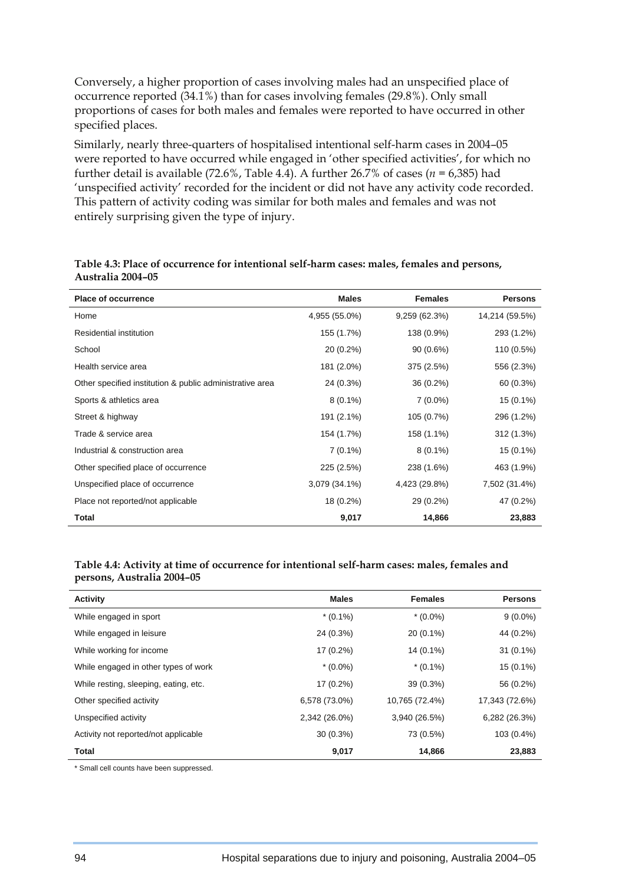Conversely, a higher proportion of cases involving males had an unspecified place of occurrence reported (34.1%) than for cases involving females (29.8%). Only small proportions of cases for both males and females were reported to have occurred in other specified places.

Similarly, nearly three-quarters of hospitalised intentional self-harm cases in 2004–05 were reported to have occurred while engaged in 'other specified activities', for which no further detail is available (72.6%, Table 4.4). A further 26.7% of cases (*n* = 6,385) had 'unspecified activity' recorded for the incident or did not have any activity code recorded. This pattern of activity coding was similar for both males and females and was not entirely surprising given the type of injury.

**Table 4.3: Place of occurrence for intentional self-harm cases: males, females and persons, Australia 2004–05**

| Place of occurrence | Males | Females | Persons |
|---|---|---|---|
| Home | 4,955 (55.0%) | 9,259 (62.3%) | 14,214 (59.5%) |
| Residential institution | 155 (1.7%) | 138 (0.9%) | 293 (1.2%) |
| School | 20 (0.2%) | 90 (0.6%) | 110 (0.5%) |
| Health service area | 181 (2.0%) | 375 (2.5%) | 556 (2.3%) |
| Other specified institution & public administrative area | 24 (0.3%) | 36 (0.2%) | 60 (0.3%) |
| Sports & athletics area | 8 (0.1%) | 7 (0.0%) | 15 (0.1%) |
| Street & highway | 191 (2.1%) | 105 (0.7%) | 296 (1.2%) |
| Trade & service area | 154 (1.7%) | 158 (1.1%) | 312 (1.3%) |
| Industrial & construction area | 7 (0.1%) | 8 (0.1%) | 15 (0.1%) |
| Other specified place of occurrence | 225 (2.5%) | 238 (1.6%) | 463 (1.9%) |
| Unspecified place of occurrence | 3,079 (34.1%) | 4,423 (29.8%) | 7,502 (31.4%) |
| Place not reported/not applicable | 18 (0.2%) | 29 (0.2%) | 47 (0.2%) |
| **Total** | **9,017** | **14,866** | **23,883** |

**Table 4.4: Activity at time of occurrence for intentional self-harm cases: males, females and persons, Australia 2004–05**

| Activity | Males | Females | Persons |
|---|---|---|---|
| While engaged in sport | * (0.1%) | * (0.0%) | 9 (0.0%) |
| While engaged in leisure | 24 (0.3%) | 20 (0.1%) | 44 (0.2%) |
| While working for income | 17 (0.2%) | 14 (0.1%) | 31 (0.1%) |
| While engaged in other types of work | * (0.0%) | * (0.1%) | 15 (0.1%) |
| While resting, sleeping, eating, etc. | 17 (0.2%) | 39 (0.3%) | 56 (0.2%) |
| Other specified activity | 6,578 (73.0%) | 10,765 (72.4%) | 17,343 (72.6%) |
| Unspecified activity | 2,342 (26.0%) | 3,940 (26.5%) | 6,282 (26.3%) |
| Activity not reported/not applicable | 30 (0.3%) | 73 (0.5%) | 103 (0.4%) |
| **Total** | **9,017** | **14,866** | **23,883** |

\* Small cell counts have been suppressed.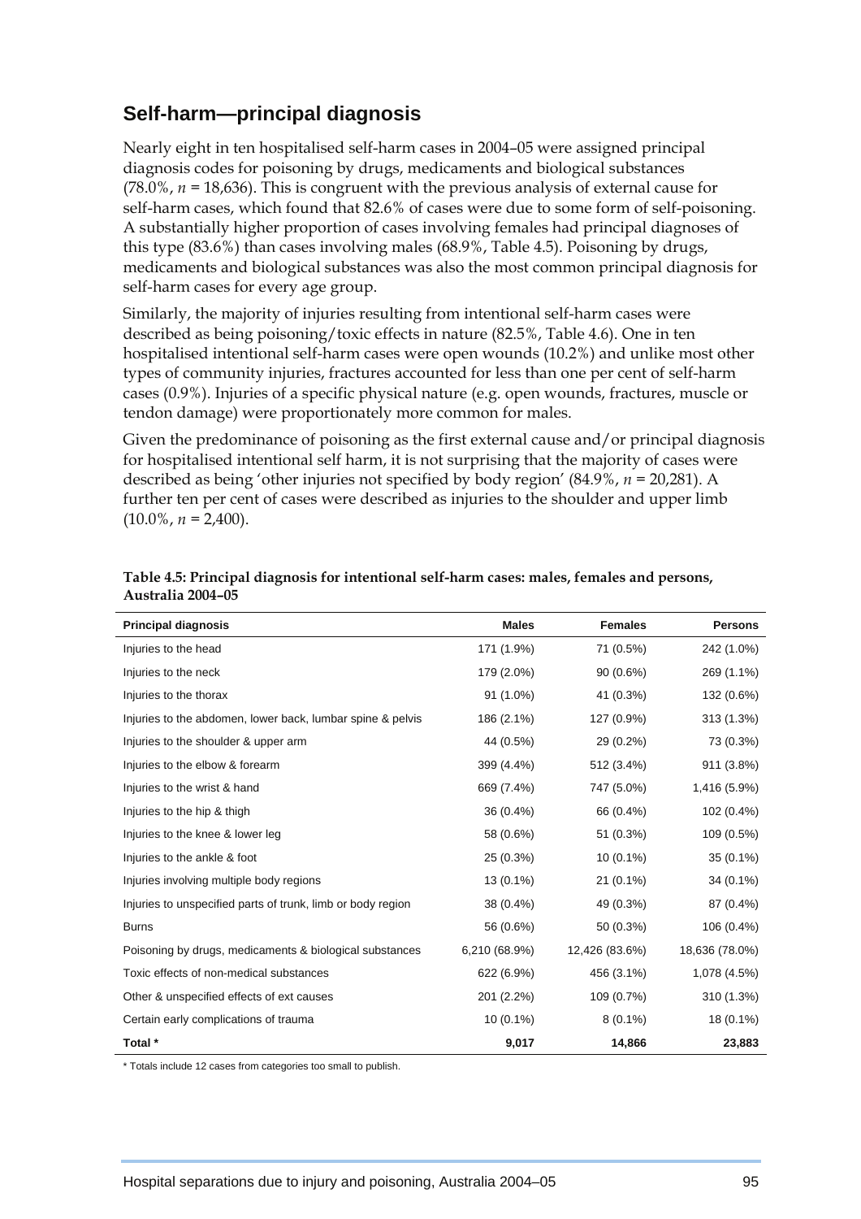## Self-harm—principal diagnosis

Nearly eight in ten hospitalised self-harm cases in 2004–05 were assigned principal diagnosis codes for poisoning by drugs, medicaments and biological substances (78.0%, *n* = 18,636). This is congruent with the previous analysis of external cause for self-harm cases, which found that 82.6% of cases were due to some form of self-poisoning. A substantially higher proportion of cases involving females had principal diagnoses of this type (83.6%) than cases involving males (68.9%, Table 4.5). Poisoning by drugs, medicaments and biological substances was also the most common principal diagnosis for self-harm cases for every age group.

Similarly, the majority of injuries resulting from intentional self-harm cases were described as being poisoning/toxic effects in nature (82.5%, Table 4.6). One in ten hospitalised intentional self-harm cases were open wounds (10.2%) and unlike most other types of community injuries, fractures accounted for less than one per cent of self-harm cases (0.9%). Injuries of a specific physical nature (e.g. open wounds, fractures, muscle or tendon damage) were proportionately more common for males.

Given the predominance of poisoning as the first external cause and/or principal diagnosis for hospitalised intentional self harm, it is not surprising that the majority of cases were described as being 'other injuries not specified by body region' (84.9%, *n* = 20,281). A further ten per cent of cases were described as injuries to the shoulder and upper limb (10.0%, *n* = 2,400).

**Table 4.5: Principal diagnosis for intentional self-harm cases: males, females and persons, Australia 2004–05**

| Principal diagnosis | Males | Females | Persons |
|---|---|---|---|
| Injuries to the head | 171 (1.9%) | 71 (0.5%) | 242 (1.0%) |
| Injuries to the neck | 179 (2.0%) | 90 (0.6%) | 269 (1.1%) |
| Injuries to the thorax | 91 (1.0%) | 41 (0.3%) | 132 (0.6%) |
| Injuries to the abdomen, lower back, lumbar spine & pelvis | 186 (2.1%) | 127 (0.9%) | 313 (1.3%) |
| Injuries to the shoulder & upper arm | 44 (0.5%) | 29 (0.2%) | 73 (0.3%) |
| Injuries to the elbow & forearm | 399 (4.4%) | 512 (3.4%) | 911 (3.8%) |
| Injuries to the wrist & hand | 669 (7.4%) | 747 (5.0%) | 1,416 (5.9%) |
| Injuries to the hip & thigh | 36 (0.4%) | 66 (0.4%) | 102 (0.4%) |
| Injuries to the knee & lower leg | 58 (0.6%) | 51 (0.3%) | 109 (0.5%) |
| Injuries to the ankle & foot | 25 (0.3%) | 10 (0.1%) | 35 (0.1%) |
| Injuries involving multiple body regions | 13 (0.1%) | 21 (0.1%) | 34 (0.1%) |
| Injuries to unspecified parts of trunk, limb or body region | 38 (0.4%) | 49 (0.3%) | 87 (0.4%) |
| Burns | 56 (0.6%) | 50 (0.3%) | 106 (0.4%) |
| Poisoning by drugs, medicaments & biological substances | 6,210 (68.9%) | 12,426 (83.6%) | 18,636 (78.0%) |
| Toxic effects of non-medical substances | 622 (6.9%) | 456 (3.1%) | 1,078 (4.5%) |
| Other & unspecified effects of ext causes | 201 (2.2%) | 109 (0.7%) | 310 (1.3%) |
| Certain early complications of trauma | 10 (0.1%) | 8 (0.1%) | 18 (0.1%) |
| **Total \*** | **9,017** | **14,866** | **23,883** |

\* Totals include 12 cases from categories too small to publish.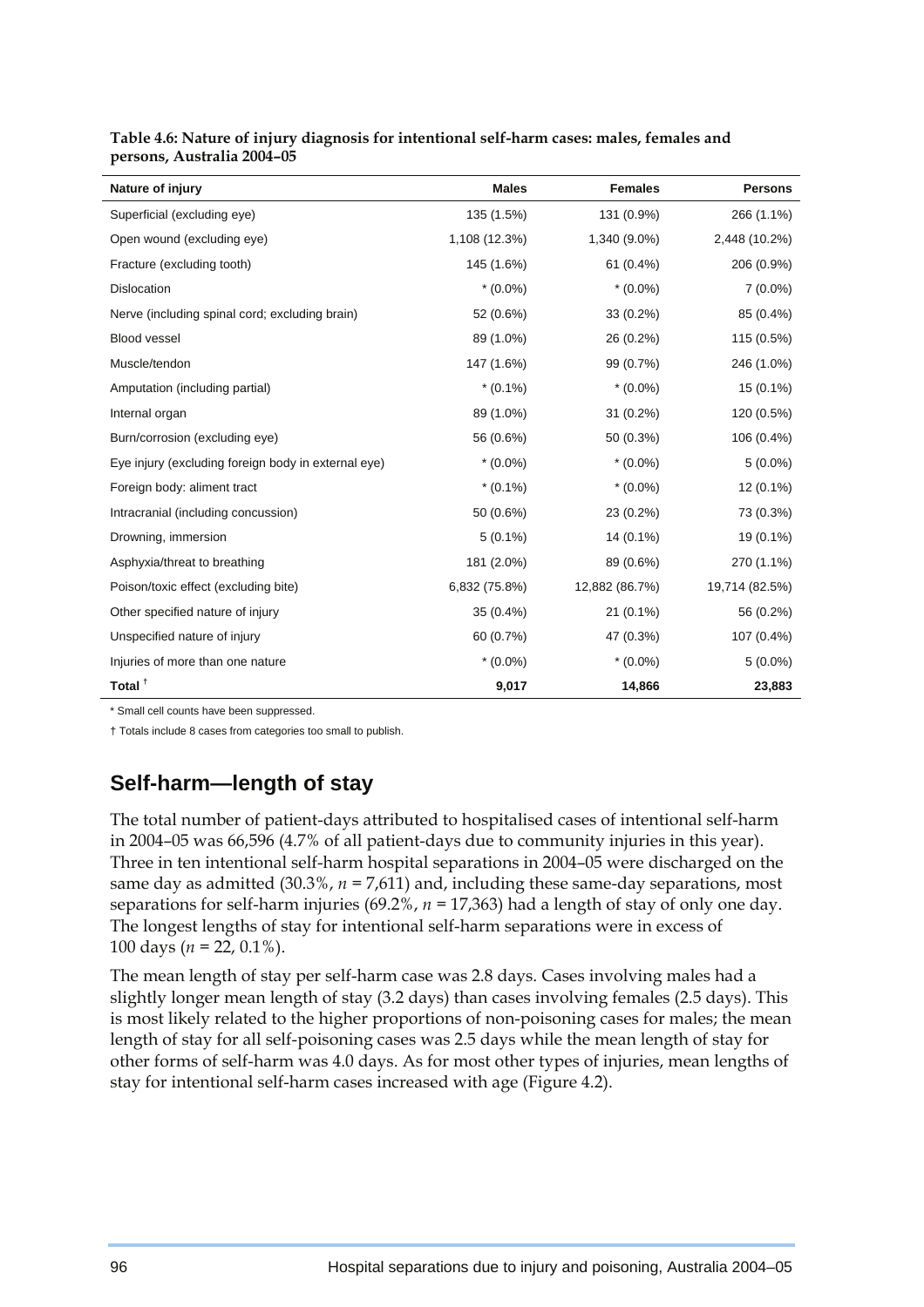**Table 4.6: Nature of injury diagnosis for intentional self-harm cases: males, females and persons, Australia 2004–05**

| Nature of injury | Males | Females | Persons |
|---|---|---|---|
| Superficial (excluding eye) | 135 (1.5%) | 131 (0.9%) | 266 (1.1%) |
| Open wound (excluding eye) | 1,108 (12.3%) | 1,340 (9.0%) | 2,448 (10.2%) |
| Fracture (excluding tooth) | 145 (1.6%) | 61 (0.4%) | 206 (0.9%) |
| Dislocation | * (0.0%) | * (0.0%) | 7 (0.0%) |
| Nerve (including spinal cord; excluding brain) | 52 (0.6%) | 33 (0.2%) | 85 (0.4%) |
| Blood vessel | 89 (1.0%) | 26 (0.2%) | 115 (0.5%) |
| Muscle/tendon | 147 (1.6%) | 99 (0.7%) | 246 (1.0%) |
| Amputation (including partial) | * (0.1%) | * (0.0%) | 15 (0.1%) |
| Internal organ | 89 (1.0%) | 31 (0.2%) | 120 (0.5%) |
| Burn/corrosion (excluding eye) | 56 (0.6%) | 50 (0.3%) | 106 (0.4%) |
| Eye injury (excluding foreign body in external eye) | * (0.0%) | * (0.0%) | 5 (0.0%) |
| Foreign body: aliment tract | * (0.1%) | * (0.0%) | 12 (0.1%) |
| Intracranial (including concussion) | 50 (0.6%) | 23 (0.2%) | 73 (0.3%) |
| Drowning, immersion | 5 (0.1%) | 14 (0.1%) | 19 (0.1%) |
| Asphyxia/threat to breathing | 181 (2.0%) | 89 (0.6%) | 270 (1.1%) |
| Poison/toxic effect (excluding bite) | 6,832 (75.8%) | 12,882 (86.7%) | 19,714 (82.5%) |
| Other specified nature of injury | 35 (0.4%) | 21 (0.1%) | 56 (0.2%) |
| Unspecified nature of injury | 60 (0.7%) | 47 (0.3%) | 107 (0.4%) |
| Injuries of more than one nature | * (0.0%) | * (0.0%) | 5 (0.0%) |
| **Total** † | **9,017** | **14,866** | **23,883** |

\* Small cell counts have been suppressed.

† Totals include 8 cases from categories too small to publish.

## Self-harm—length of stay

The total number of patient-days attributed to hospitalised cases of intentional self-harm in 2004–05 was 66,596 (4.7% of all patient-days due to community injuries in this year). Three in ten intentional self-harm hospital separations in 2004–05 were discharged on the same day as admitted (30.3%, $n$ = 7,611) and, including these same-day separations, most separations for self-harm injuries (69.2%, $n$ = 17,363) had a length of stay of only one day. The longest lengths of stay for intentional self-harm separations were in excess of 100 days ($n$ = 22, 0.1%).

The mean length of stay per self-harm case was 2.8 days. Cases involving males had a slightly longer mean length of stay (3.2 days) than cases involving females (2.5 days). This is most likely related to the higher proportions of non-poisoning cases for males; the mean length of stay for all self-poisoning cases was 2.5 days while the mean length of stay for other forms of self-harm was 4.0 days. As for most other types of injuries, mean lengths of stay for intentional self-harm cases increased with age (Figure 4.2).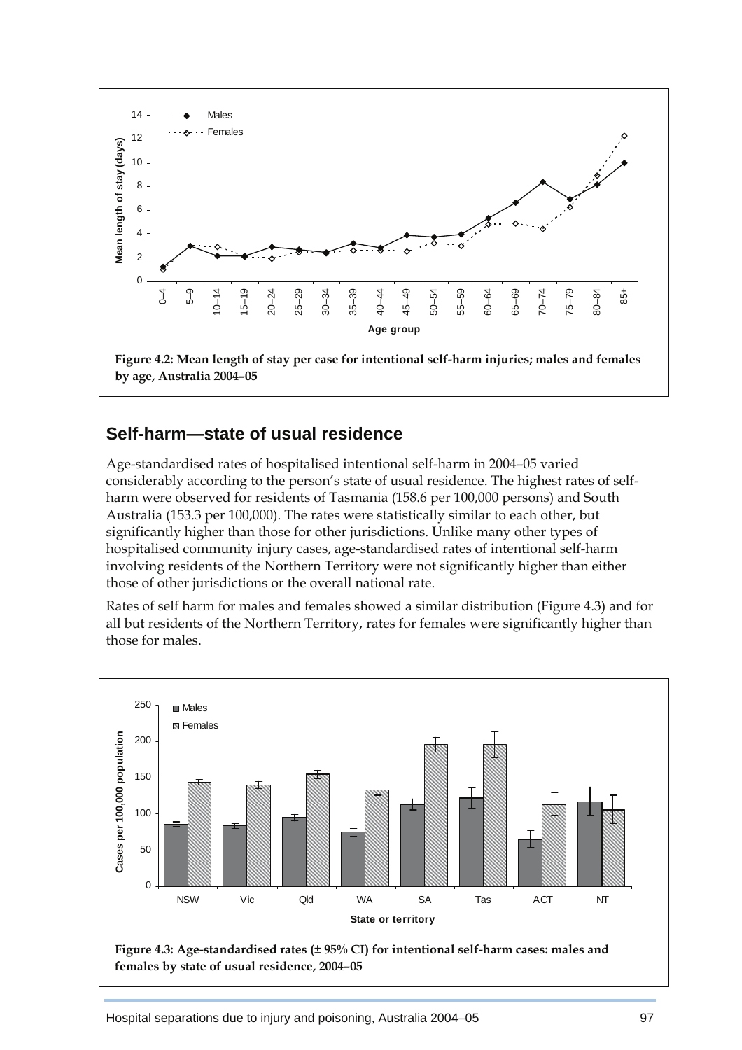Figure 4.2: Mean length of stay per case for intentional self-harm injuries; males and females by age, Australia 2004–05

## Self-harm—state of usual residence

Age-standardised rates of hospitalised intentional self-harm in 2004–05 varied considerably according to the person's state of usual residence. The highest rates of self-harm were observed for residents of Tasmania (158.6 per 100,000 persons) and South Australia (153.3 per 100,000). The rates were statistically similar to each other, but significantly higher than those for other jurisdictions. Unlike many other types of hospitalised community injury cases, age-standardised rates of intentional self-harm involving residents of the Northern Territory were not significantly higher than either those of other jurisdictions or the overall national rate.

Rates of self harm for males and females showed a similar distribution (Figure 4.3) and for all but residents of the Northern Territory, rates for females were significantly higher than those for males.

Figure 4.3: Age-standardised rates (± 95% CI) for intentional self-harm cases: males and females by state of usual residence, 2004–05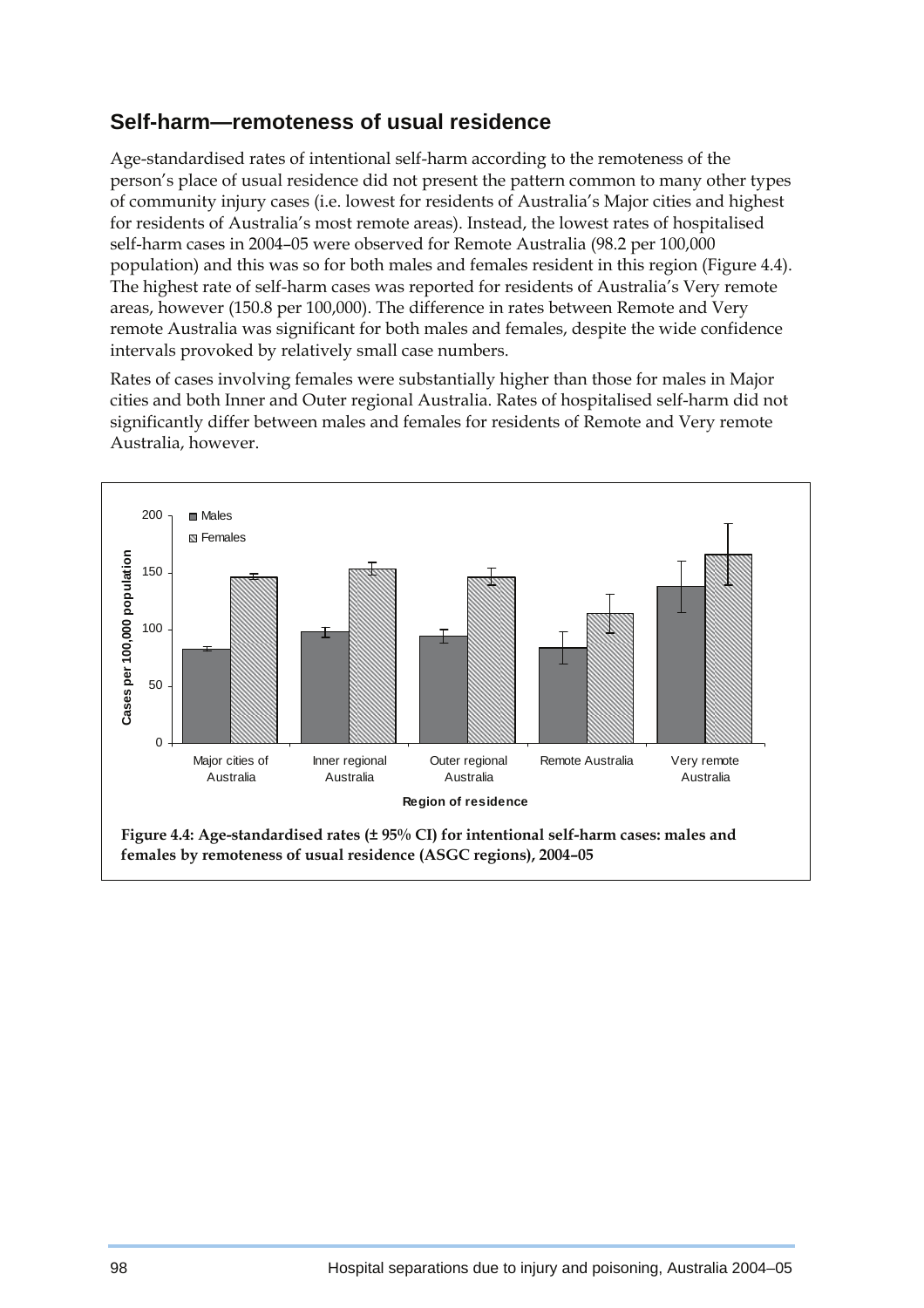## Self-harm—remoteness of usual residence

Age-standardised rates of intentional self-harm according to the remoteness of the person's place of usual residence did not present the pattern common to many other types of community injury cases (i.e. lowest for residents of Australia's Major cities and highest for residents of Australia's most remote areas). Instead, the lowest rates of hospitalised self-harm cases in 2004–05 were observed for Remote Australia (98.2 per 100,000 population) and this was so for both males and females resident in this region (Figure 4.4). The highest rate of self-harm cases was reported for residents of Australia's Very remote areas, however (150.8 per 100,000). The difference in rates between Remote and Very remote Australia was significant for both males and females, despite the wide confidence intervals provoked by relatively small case numbers.

Rates of cases involving females were substantially higher than those for males in Major cities and both Inner and Outer regional Australia. Rates of hospitalised self-harm did not significantly differ between males and females for residents of Remote and Very remote Australia, however.

**Figure 4.4: Age-standardised rates (± 95% CI) for intentional self-harm cases: males and females by remoteness of usual residence (ASGC regions), 2004–05**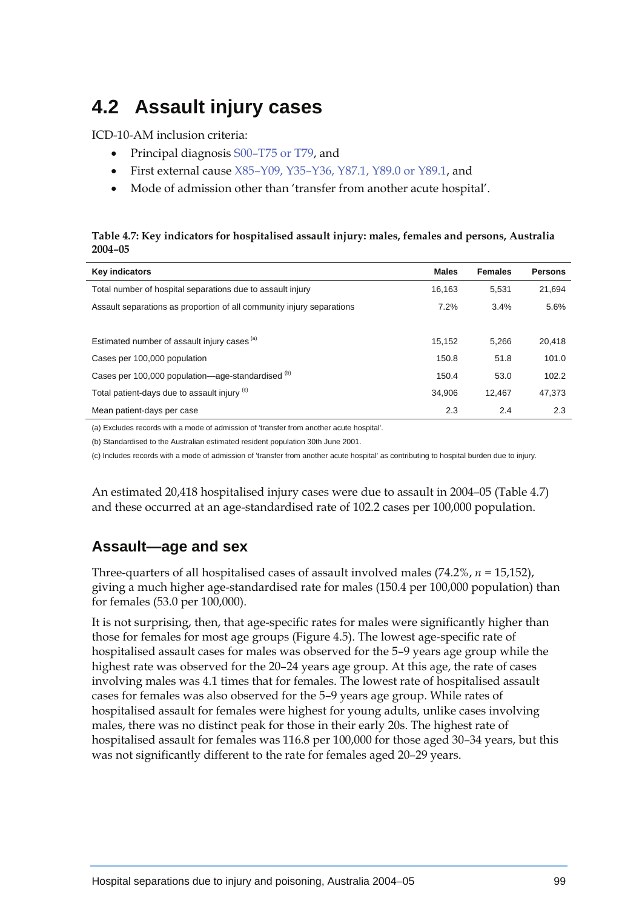## 4.2 Assault injury cases

ICD-10-AM inclusion criteria:

- Principal diagnosis S00–T75 or T79, and
- First external cause X85–Y09, Y35–Y36, Y87.1, Y89.0 or Y89.1, and
- Mode of admission other than 'transfer from another acute hospital'.

**Table 4.7: Key indicators for hospitalised assault injury: males, females and persons, Australia 2004–05**

| Key indicators | Males | Females | Persons |
|---|---|---|---|
| Total number of hospital separations due to assault injury | 16,163 | 5,531 | 21,694 |
| Assault separations as proportion of all community injury separations | 7.2% | 3.4% | 5.6% |
| | | | |
| Estimated number of assault injury cases (a) | 15,152 | 5,266 | 20,418 |
| Cases per 100,000 population | 150.8 | 51.8 | 101.0 |
| Cases per 100,000 population—age-standardised (b) | 150.4 | 53.0 | 102.2 |
| Total patient-days due to assault injury (c) | 34,906 | 12,467 | 47,373 |
| Mean patient-days per case | 2.3 | 2.4 | 2.3 |

(a) Excludes records with a mode of admission of 'transfer from another acute hospital'.

(b) Standardised to the Australian estimated resident population 30th June 2001.

(c) Includes records with a mode of admission of 'transfer from another acute hospital' as contributing to hospital burden due to injury.

An estimated 20,418 hospitalised injury cases were due to assault in 2004–05 (Table 4.7) and these occurred at an age-standardised rate of 102.2 cases per 100,000 population.

### Assault—age and sex

Three-quarters of all hospitalised cases of assault involved males (74.2%, *n* = 15,152), giving a much higher age-standardised rate for males (150.4 per 100,000 population) than for females (53.0 per 100,000).

It is not surprising, then, that age-specific rates for males were significantly higher than those for females for most age groups (Figure 4.5). The lowest age-specific rate of hospitalised assault cases for males was observed for the 5–9 years age group while the highest rate was observed for the 20–24 years age group. At this age, the rate of cases involving males was 4.1 times that for females. The lowest rate of hospitalised assault cases for females was also observed for the 5–9 years age group. While rates of hospitalised assault for females were highest for young adults, unlike cases involving males, there was no distinct peak for those in their early 20s. The highest rate of hospitalised assault for females was 116.8 per 100,000 for those aged 30–34 years, but this was not significantly different to the rate for females aged 20–29 years.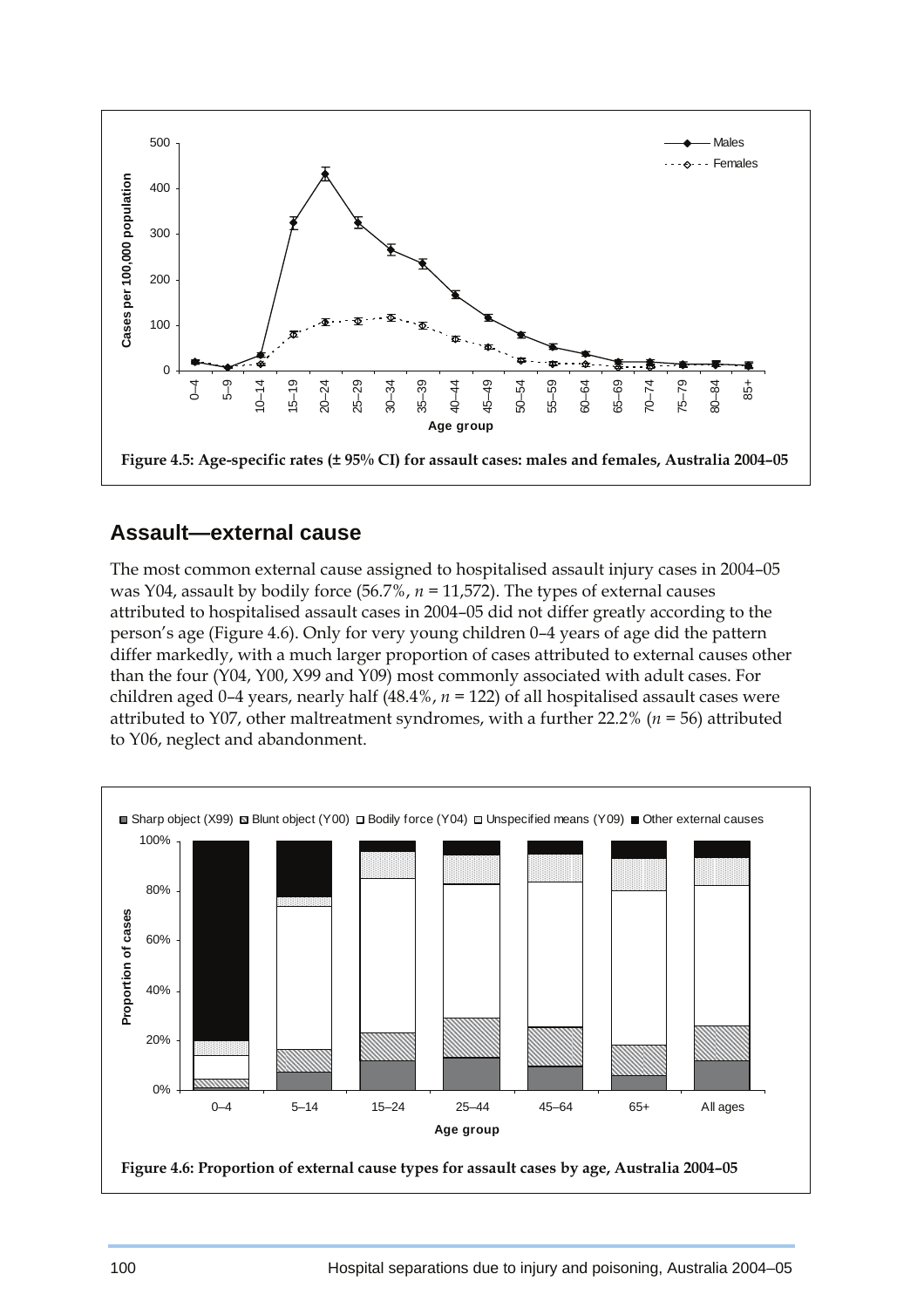Figure 4.5: Age-specific rates (± 95% CI) for assault cases: males and females, Australia 2004–05

## Assault—external cause

The most common external cause assigned to hospitalised assault injury cases in 2004–05 was Y04, assault by bodily force (56.7%, *n* = 11,572). The types of external causes attributed to hospitalised assault cases in 2004–05 did not differ greatly according to the person's age (Figure 4.6). Only for very young children 0–4 years of age did the pattern differ markedly, with a much larger proportion of cases attributed to external causes other than the four (Y04, Y00, X99 and Y09) most commonly associated with adult cases. For children aged 0–4 years, nearly half (48.4%, *n* = 122) of all hospitalised assault cases were attributed to Y07, other maltreatment syndromes, with a further 22.2% (*n* = 56) attributed to Y06, neglect and abandonment.

Figure 4.6: Proportion of external cause types for assault cases by age, Australia 2004–05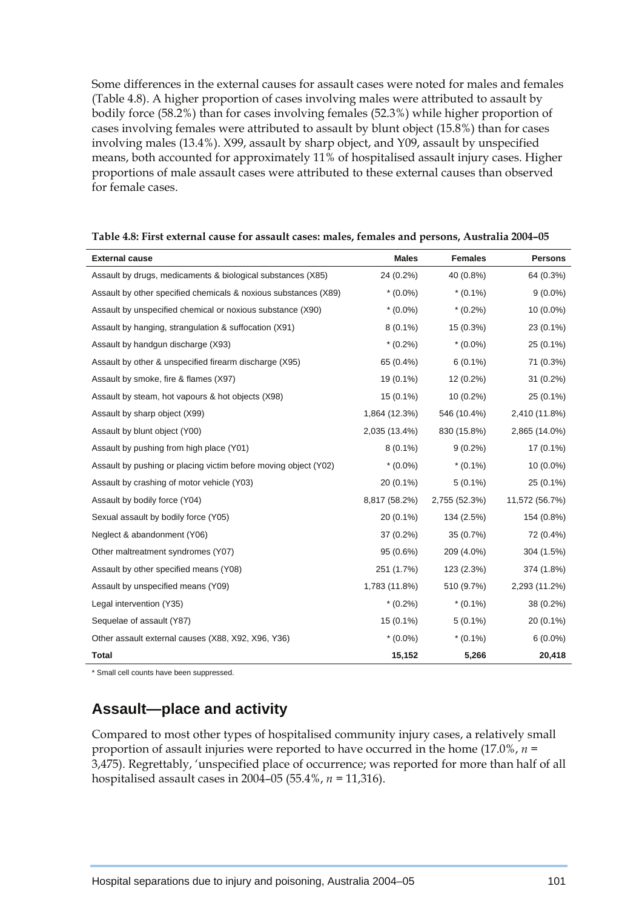Some differences in the external causes for assault cases were noted for males and females (Table 4.8). A higher proportion of cases involving males were attributed to assault by bodily force (58.2%) than for cases involving females (52.3%) while higher proportion of cases involving females were attributed to assault by blunt object (15.8%) than for cases involving males (13.4%). X99, assault by sharp object, and Y09, assault by unspecified means, both accounted for approximately 11% of hospitalised assault injury cases. Higher proportions of male assault cases were attributed to these external causes than observed for female cases.

**Table 4.8: First external cause for assault cases: males, females and persons, Australia 2004–05**

| External cause | Males | Females | Persons |
|---|---|---|---|
| Assault by drugs, medicaments & biological substances (X85) | 24 (0.2%) | 40 (0.8%) | 64 (0.3%) |
| Assault by other specified chemicals & noxious substances (X89) | * (0.0%) | * (0.1%) | 9 (0.0%) |
| Assault by unspecified chemical or noxious substance (X90) | * (0.0%) | * (0.2%) | 10 (0.0%) |
| Assault by hanging, strangulation & suffocation (X91) | 8 (0.1%) | 15 (0.3%) | 23 (0.1%) |
| Assault by handgun discharge (X93) | * (0.2%) | * (0.0%) | 25 (0.1%) |
| Assault by other & unspecified firearm discharge (X95) | 65 (0.4%) | 6 (0.1%) | 71 (0.3%) |
| Assault by smoke, fire & flames (X97) | 19 (0.1%) | 12 (0.2%) | 31 (0.2%) |
| Assault by steam, hot vapours & hot objects (X98) | 15 (0.1%) | 10 (0.2%) | 25 (0.1%) |
| Assault by sharp object (X99) | 1,864 (12.3%) | 546 (10.4%) | 2,410 (11.8%) |
| Assault by blunt object (Y00) | 2,035 (13.4%) | 830 (15.8%) | 2,865 (14.0%) |
| Assault by pushing from high place (Y01) | 8 (0.1%) | 9 (0.2%) | 17 (0.1%) |
| Assault by pushing or placing victim before moving object (Y02) | * (0.0%) | * (0.1%) | 10 (0.0%) |
| Assault by crashing of motor vehicle (Y03) | 20 (0.1%) | 5 (0.1%) | 25 (0.1%) |
| Assault by bodily force (Y04) | 8,817 (58.2%) | 2,755 (52.3%) | 11,572 (56.7%) |
| Sexual assault by bodily force (Y05) | 20 (0.1%) | 134 (2.5%) | 154 (0.8%) |
| Neglect & abandonment (Y06) | 37 (0.2%) | 35 (0.7%) | 72 (0.4%) |
| Other maltreatment syndromes (Y07) | 95 (0.6%) | 209 (4.0%) | 304 (1.5%) |
| Assault by other specified means (Y08) | 251 (1.7%) | 123 (2.3%) | 374 (1.8%) |
| Assault by unspecified means (Y09) | 1,783 (11.8%) | 510 (9.7%) | 2,293 (11.2%) |
| Legal intervention (Y35) | * (0.2%) | * (0.1%) | 38 (0.2%) |
| Sequelae of assault (Y87) | 15 (0.1%) | 5 (0.1%) | 20 (0.1%) |
| Other assault external causes (X88, X92, X96, Y36) | * (0.0%) | * (0.1%) | 6 (0.0%) |
| **Total** | **15,152** | **5,266** | **20,418** |

\* Small cell counts have been suppressed.

## Assault—place and activity

Compared to most other types of hospitalised community injury cases, a relatively small proportion of assault injuries were reported to have occurred in the home (17.0%, *n* = 3,475). Regrettably, 'unspecified place of occurrence; was reported for more than half of all hospitalised assault cases in 2004–05 (55.4%, *n* = 11,316).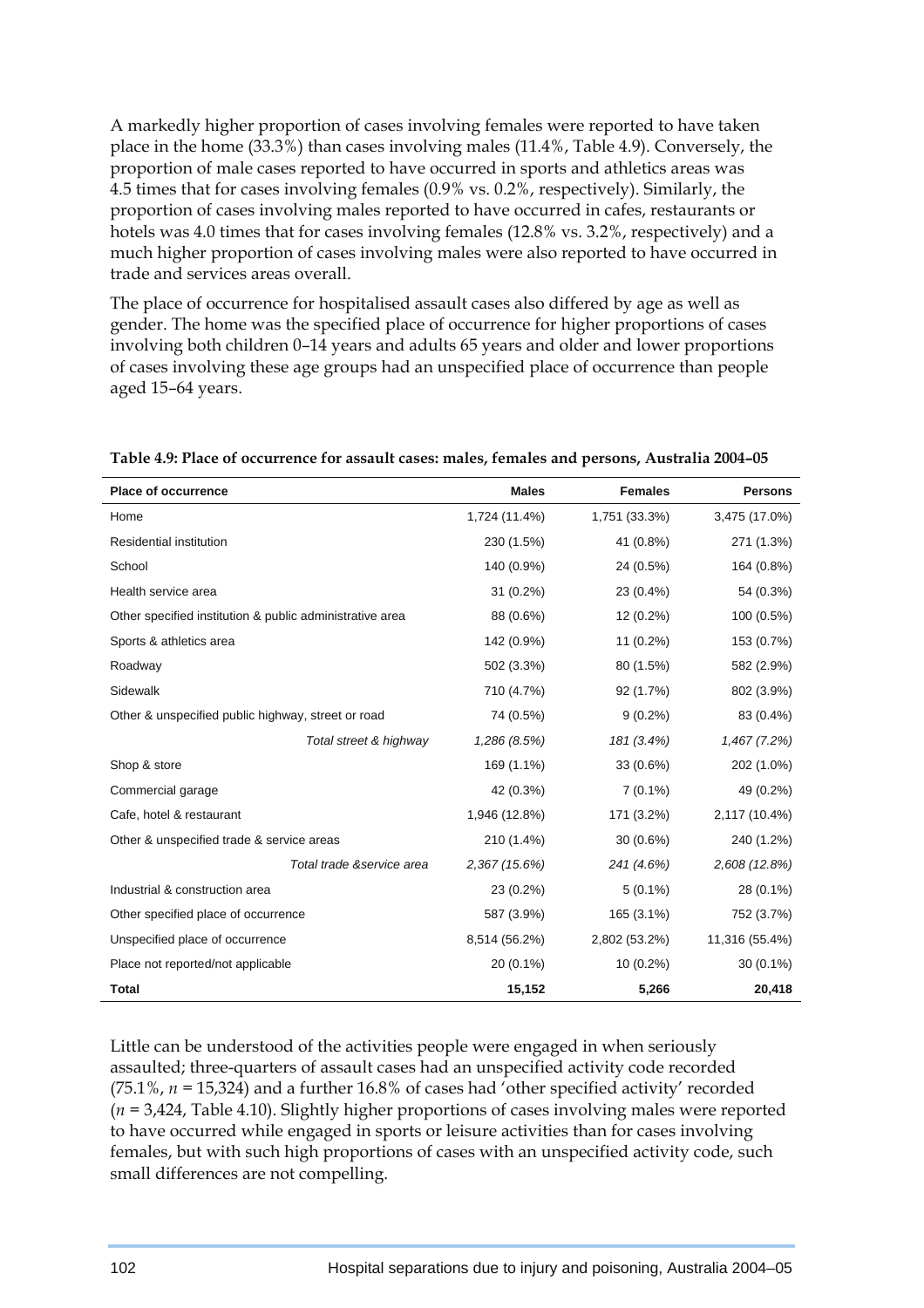A markedly higher proportion of cases involving females were reported to have taken place in the home (33.3%) than cases involving males (11.4%, Table 4.9). Conversely, the proportion of male cases reported to have occurred in sports and athletics areas was 4.5 times that for cases involving females (0.9% vs. 0.2%, respectively). Similarly, the proportion of cases involving males reported to have occurred in cafes, restaurants or hotels was 4.0 times that for cases involving females (12.8% vs. 3.2%, respectively) and a much higher proportion of cases involving males were also reported to have occurred in trade and services areas overall.

The place of occurrence for hospitalised assault cases also differed by age as well as gender. The home was the specified place of occurrence for higher proportions of cases involving both children 0–14 years and adults 65 years and older and lower proportions of cases involving these age groups had an unspecified place of occurrence than people aged 15–64 years.

**Table 4.9: Place of occurrence for assault cases: males, females and persons, Australia 2004–05**

| Place of occurrence | Males | Females | Persons |
|---|---|---|---|
| Home | 1,724 (11.4%) | 1,751 (33.3%) | 3,475 (17.0%) |
| Residential institution | 230 (1.5%) | 41 (0.8%) | 271 (1.3%) |
| School | 140 (0.9%) | 24 (0.5%) | 164 (0.8%) |
| Health service area | 31 (0.2%) | 23 (0.4%) | 54 (0.3%) |
| Other specified institution & public administrative area | 88 (0.6%) | 12 (0.2%) | 100 (0.5%) |
| Sports & athletics area | 142 (0.9%) | 11 (0.2%) | 153 (0.7%) |
| Roadway | 502 (3.3%) | 80 (1.5%) | 582 (2.9%) |
| Sidewalk | 710 (4.7%) | 92 (1.7%) | 802 (3.9%) |
| Other & unspecified public highway, street or road | 74 (0.5%) | 9 (0.2%) | 83 (0.4%) |
| *Total street & highway* | *1,286 (8.5%)* | *181 (3.4%)* | *1,467 (7.2%)* |
| Shop & store | 169 (1.1%) | 33 (0.6%) | 202 (1.0%) |
| Commercial garage | 42 (0.3%) | 7 (0.1%) | 49 (0.2%) |
| Cafe, hotel & restaurant | 1,946 (12.8%) | 171 (3.2%) | 2,117 (10.4%) |
| Other & unspecified trade & service areas | 210 (1.4%) | 30 (0.6%) | 240 (1.2%) |
| *Total trade &service area* | *2,367 (15.6%)* | *241 (4.6%)* | *2,608 (12.8%)* |
| Industrial & construction area | 23 (0.2%) | 5 (0.1%) | 28 (0.1%) |
| Other specified place of occurrence | 587 (3.9%) | 165 (3.1%) | 752 (3.7%) |
| Unspecified place of occurrence | 8,514 (56.2%) | 2,802 (53.2%) | 11,316 (55.4%) |
| Place not reported/not applicable | 20 (0.1%) | 10 (0.2%) | 30 (0.1%) |
| **Total** | **15,152** | **5,266** | **20,418** |

Little can be understood of the activities people were engaged in when seriously assaulted; three-quarters of assault cases had an unspecified activity code recorded (75.1%, $n$ = 15,324) and a further 16.8% of cases had 'other specified activity' recorded ($n$ = 3,424, Table 4.10). Slightly higher proportions of cases involving males were reported to have occurred while engaged in sports or leisure activities than for cases involving females, but with such high proportions of cases with an unspecified activity code, such small differences are not compelling.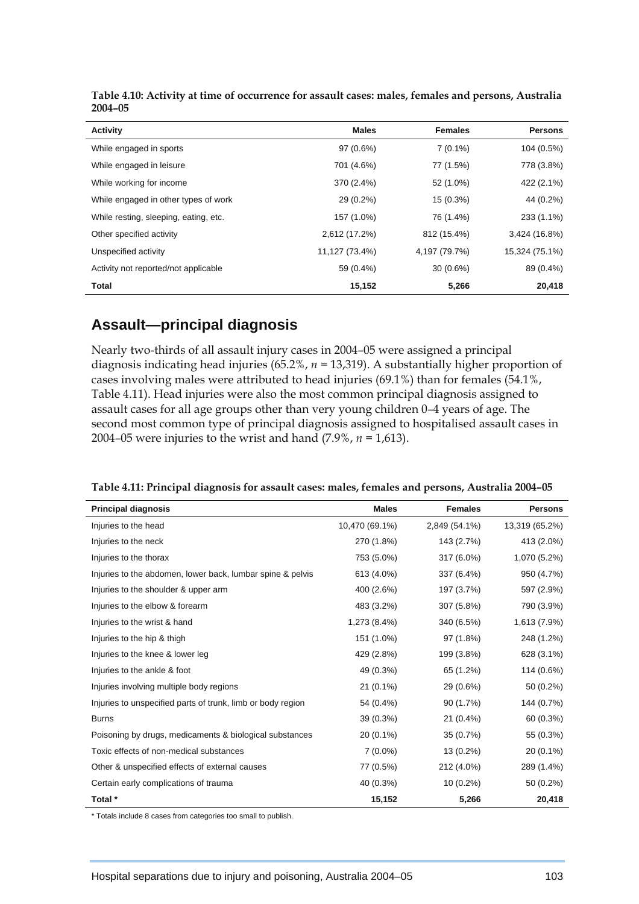**Table 4.10: Activity at time of occurrence for assault cases: males, females and persons, Australia 2004–05**

| Activity | Males | Females | Persons |
|---|---|---|---|
| While engaged in sports | 97 (0.6%) | 7 (0.1%) | 104 (0.5%) |
| While engaged in leisure | 701 (4.6%) | 77 (1.5%) | 778 (3.8%) |
| While working for income | 370 (2.4%) | 52 (1.0%) | 422 (2.1%) |
| While engaged in other types of work | 29 (0.2%) | 15 (0.3%) | 44 (0.2%) |
| While resting, sleeping, eating, etc. | 157 (1.0%) | 76 (1.4%) | 233 (1.1%) |
| Other specified activity | 2,612 (17.2%) | 812 (15.4%) | 3,424 (16.8%) |
| Unspecified activity | 11,127 (73.4%) | 4,197 (79.7%) | 15,324 (75.1%) |
| Activity not reported/not applicable | 59 (0.4%) | 30 (0.6%) | 89 (0.4%) |
| **Total** | **15,152** | **5,266** | **20,418** |

## Assault—principal diagnosis

Nearly two-thirds of all assault injury cases in 2004–05 were assigned a principal diagnosis indicating head injuries (65.2%, $n$ = 13,319). A substantially higher proportion of cases involving males were attributed to head injuries (69.1%) than for females (54.1%, Table 4.11). Head injuries were also the most common principal diagnosis assigned to assault cases for all age groups other than very young children 0–4 years of age. The second most common type of principal diagnosis assigned to hospitalised assault cases in 2004–05 were injuries to the wrist and hand (7.9%, $n$ = 1,613).

**Table 4.11: Principal diagnosis for assault cases: males, females and persons, Australia 2004–05**

| Principal diagnosis | Males | Females | Persons |
|---|---|---|---|
| Injuries to the head | 10,470 (69.1%) | 2,849 (54.1%) | 13,319 (65.2%) |
| Injuries to the neck | 270 (1.8%) | 143 (2.7%) | 413 (2.0%) |
| Injuries to the thorax | 753 (5.0%) | 317 (6.0%) | 1,070 (5.2%) |
| Injuries to the abdomen, lower back, lumbar spine & pelvis | 613 (4.0%) | 337 (6.4%) | 950 (4.7%) |
| Injuries to the shoulder & upper arm | 400 (2.6%) | 197 (3.7%) | 597 (2.9%) |
| Injuries to the elbow & forearm | 483 (3.2%) | 307 (5.8%) | 790 (3.9%) |
| Injuries to the wrist & hand | 1,273 (8.4%) | 340 (6.5%) | 1,613 (7.9%) |
| Injuries to the hip & thigh | 151 (1.0%) | 97 (1.8%) | 248 (1.2%) |
| Injuries to the knee & lower leg | 429 (2.8%) | 199 (3.8%) | 628 (3.1%) |
| Injuries to the ankle & foot | 49 (0.3%) | 65 (1.2%) | 114 (0.6%) |
| Injuries involving multiple body regions | 21 (0.1%) | 29 (0.6%) | 50 (0.2%) |
| Injuries to unspecified parts of trunk, limb or body region | 54 (0.4%) | 90 (1.7%) | 144 (0.7%) |
| Burns | 39 (0.3%) | 21 (0.4%) | 60 (0.3%) |
| Poisoning by drugs, medicaments & biological substances | 20 (0.1%) | 35 (0.7%) | 55 (0.3%) |
| Toxic effects of non-medical substances | 7 (0.0%) | 13 (0.2%) | 20 (0.1%) |
| Other & unspecified effects of external causes | 77 (0.5%) | 212 (4.0%) | 289 (1.4%) |
| Certain early complications of trauma | 40 (0.3%) | 10 (0.2%) | 50 (0.2%) |
| **Total *** | **15,152** | **5,266** | **20,418** |

\* Totals include 8 cases from categories too small to publish.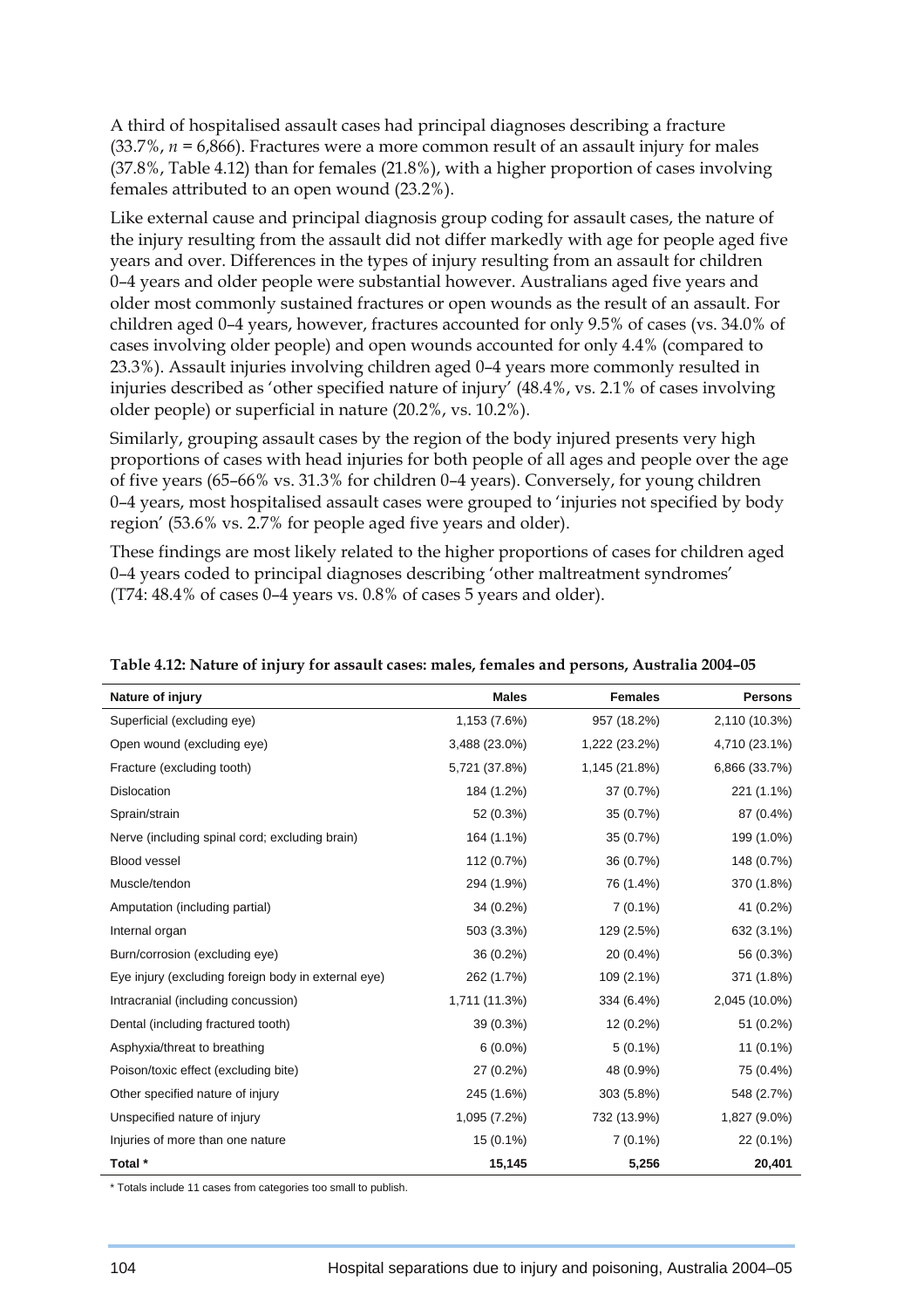A third of hospitalised assault cases had principal diagnoses describing a fracture (33.7%, *n* = 6,866). Fractures were a more common result of an assault injury for males (37.8%, Table 4.12) than for females (21.8%), with a higher proportion of cases involving females attributed to an open wound (23.2%).

Like external cause and principal diagnosis group coding for assault cases, the nature of the injury resulting from the assault did not differ markedly with age for people aged five years and over. Differences in the types of injury resulting from an assault for children 0–4 years and older people were substantial however. Australians aged five years and older most commonly sustained fractures or open wounds as the result of an assault. For children aged 0–4 years, however, fractures accounted for only 9.5% of cases (vs. 34.0% of cases involving older people) and open wounds accounted for only 4.4% (compared to 23.3%). Assault injuries involving children aged 0–4 years more commonly resulted in injuries described as 'other specified nature of injury' (48.4%, vs. 2.1% of cases involving older people) or superficial in nature (20.2%, vs. 10.2%).

Similarly, grouping assault cases by the region of the body injured presents very high proportions of cases with head injuries for both people of all ages and people over the age of five years (65–66% vs. 31.3% for children 0–4 years). Conversely, for young children 0–4 years, most hospitalised assault cases were grouped to 'injuries not specified by body region' (53.6% vs. 2.7% for people aged five years and older).

These findings are most likely related to the higher proportions of cases for children aged 0–4 years coded to principal diagnoses describing 'other maltreatment syndromes' (T74: 48.4% of cases 0–4 years vs. 0.8% of cases 5 years and older).

**Table 4.12: Nature of injury for assault cases: males, females and persons, Australia 2004–05**

| Nature of injury | Males | Females | Persons |
|---|---|---|---|
| Superficial (excluding eye) | 1,153 (7.6%) | 957 (18.2%) | 2,110 (10.3%) |
| Open wound (excluding eye) | 3,488 (23.0%) | 1,222 (23.2%) | 4,710 (23.1%) |
| Fracture (excluding tooth) | 5,721 (37.8%) | 1,145 (21.8%) | 6,866 (33.7%) |
| Dislocation | 184 (1.2%) | 37 (0.7%) | 221 (1.1%) |
| Sprain/strain | 52 (0.3%) | 35 (0.7%) | 87 (0.4%) |
| Nerve (including spinal cord; excluding brain) | 164 (1.1%) | 35 (0.7%) | 199 (1.0%) |
| Blood vessel | 112 (0.7%) | 36 (0.7%) | 148 (0.7%) |
| Muscle/tendon | 294 (1.9%) | 76 (1.4%) | 370 (1.8%) |
| Amputation (including partial) | 34 (0.2%) | 7 (0.1%) | 41 (0.2%) |
| Internal organ | 503 (3.3%) | 129 (2.5%) | 632 (3.1%) |
| Burn/corrosion (excluding eye) | 36 (0.2%) | 20 (0.4%) | 56 (0.3%) |
| Eye injury (excluding foreign body in external eye) | 262 (1.7%) | 109 (2.1%) | 371 (1.8%) |
| Intracranial (including concussion) | 1,711 (11.3%) | 334 (6.4%) | 2,045 (10.0%) |
| Dental (including fractured tooth) | 39 (0.3%) | 12 (0.2%) | 51 (0.2%) |
| Asphyxia/threat to breathing | 6 (0.0%) | 5 (0.1%) | 11 (0.1%) |
| Poison/toxic effect (excluding bite) | 27 (0.2%) | 48 (0.9%) | 75 (0.4%) |
| Other specified nature of injury | 245 (1.6%) | 303 (5.8%) | 548 (2.7%) |
| Unspecified nature of injury | 1,095 (7.2%) | 732 (13.9%) | 1,827 (9.0%) |
| Injuries of more than one nature | 15 (0.1%) | 7 (0.1%) | 22 (0.1%) |
| **Total \*** | **15,145** | **5,256** | **20,401** |

\* Totals include 11 cases from categories too small to publish.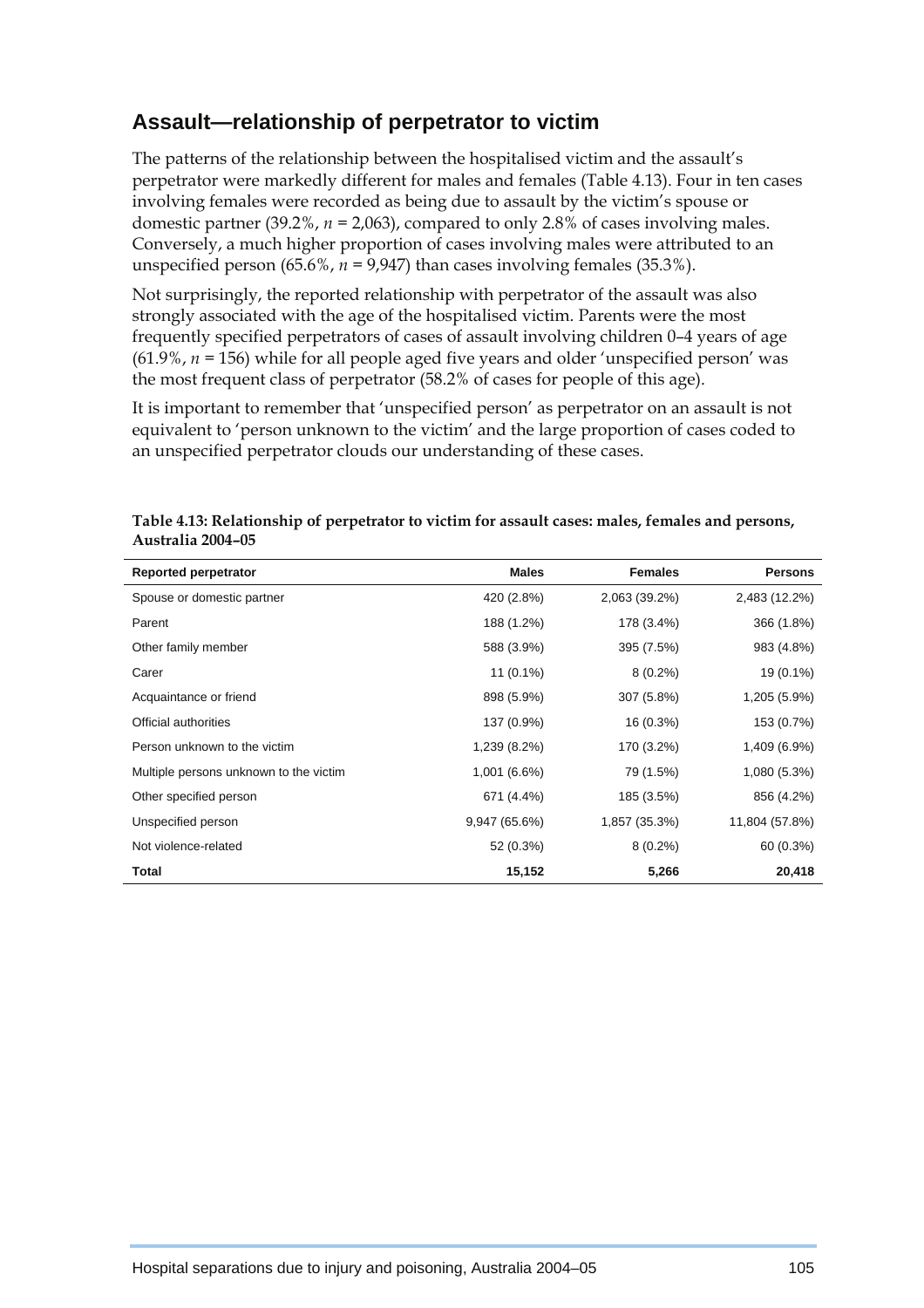## Assault—relationship of perpetrator to victim

The patterns of the relationship between the hospitalised victim and the assault's perpetrator were markedly different for males and females (Table 4.13). Four in ten cases involving females were recorded as being due to assault by the victim's spouse or domestic partner (39.2%, $n$ = 2,063), compared to only 2.8% of cases involving males. Conversely, a much higher proportion of cases involving males were attributed to an unspecified person (65.6%, $n$ = 9,947) than cases involving females (35.3%).

Not surprisingly, the reported relationship with perpetrator of the assault was also strongly associated with the age of the hospitalised victim. Parents were the most frequently specified perpetrators of cases of assault involving children 0–4 years of age (61.9%, $n$ = 156) while for all people aged five years and older 'unspecified person' was the most frequent class of perpetrator (58.2% of cases for people of this age).

It is important to remember that 'unspecified person' as perpetrator on an assault is not equivalent to 'person unknown to the victim' and the large proportion of cases coded to an unspecified perpetrator clouds our understanding of these cases.

**Table 4.13: Relationship of perpetrator to victim for assault cases: males, females and persons, Australia 2004–05**

| Reported perpetrator | Males | Females | Persons |
|---|---|---|---|
| Spouse or domestic partner | 420 (2.8%) | 2,063 (39.2%) | 2,483 (12.2%) |
| Parent | 188 (1.2%) | 178 (3.4%) | 366 (1.8%) |
| Other family member | 588 (3.9%) | 395 (7.5%) | 983 (4.8%) |
| Carer | 11 (0.1%) | 8 (0.2%) | 19 (0.1%) |
| Acquaintance or friend | 898 (5.9%) | 307 (5.8%) | 1,205 (5.9%) |
| Official authorities | 137 (0.9%) | 16 (0.3%) | 153 (0.7%) |
| Person unknown to the victim | 1,239 (8.2%) | 170 (3.2%) | 1,409 (6.9%) |
| Multiple persons unknown to the victim | 1,001 (6.6%) | 79 (1.5%) | 1,080 (5.3%) |
| Other specified person | 671 (4.4%) | 185 (3.5%) | 856 (4.2%) |
| Unspecified person | 9,947 (65.6%) | 1,857 (35.3%) | 11,804 (57.8%) |
| Not violence-related | 52 (0.3%) | 8 (0.2%) | 60 (0.3%) |
| **Total** | **15,152** | **5,266** | **20,418** |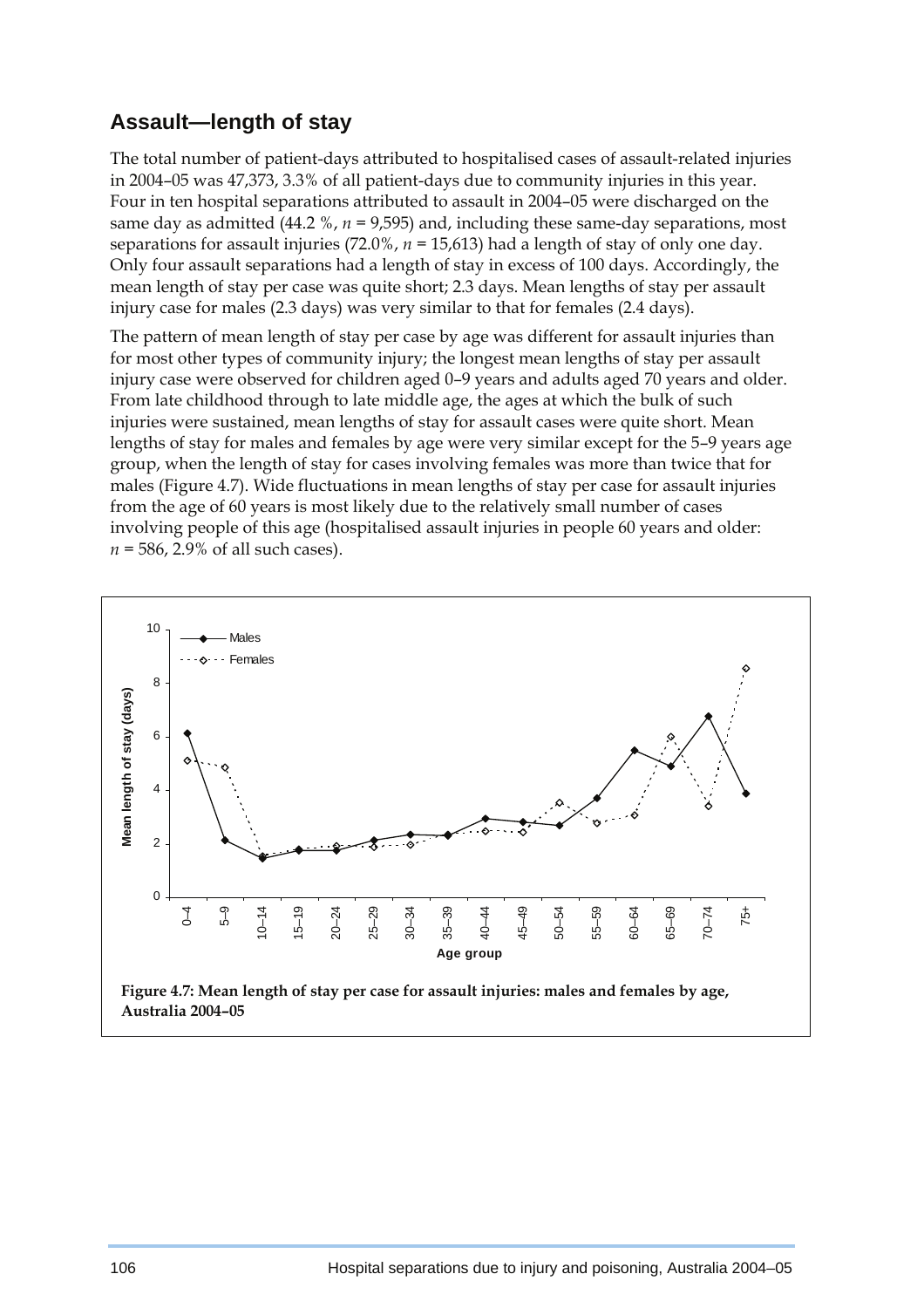## Assault—length of stay

The total number of patient-days attributed to hospitalised cases of assault-related injuries in 2004–05 was 47,373, 3.3% of all patient-days due to community injuries in this year. Four in ten hospital separations attributed to assault in 2004–05 were discharged on the same day as admitted (44.2 %, *n* = 9,595) and, including these same-day separations, most separations for assault injuries (72.0%, *n* = 15,613) had a length of stay of only one day. Only four assault separations had a length of stay in excess of 100 days. Accordingly, the mean length of stay per case was quite short; 2.3 days. Mean lengths of stay per assault injury case for males (2.3 days) was very similar to that for females (2.4 days).

The pattern of mean length of stay per case by age was different for assault injuries than for most other types of community injury; the longest mean lengths of stay per assault injury case were observed for children aged 0–9 years and adults aged 70 years and older. From late childhood through to late middle age, the ages at which the bulk of such injuries were sustained, mean lengths of stay for assault cases were quite short. Mean lengths of stay for males and females by age were very similar except for the 5–9 years age group, when the length of stay for cases involving females was more than twice that for males (Figure 4.7). Wide fluctuations in mean lengths of stay per case for assault injuries from the age of 60 years is most likely due to the relatively small number of cases involving people of this age (hospitalised assault injuries in people 60 years and older: *n* = 586, 2.9% of all such cases).

**Figure 4.7: Mean length of stay per case for assault injuries: males and females by age, Australia 2004–05**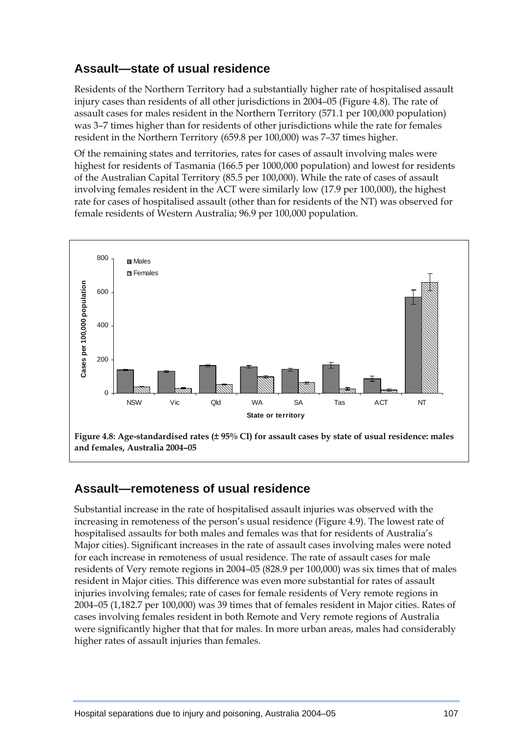## Assault—state of usual residence

Residents of the Northern Territory had a substantially higher rate of hospitalised assault injury cases than residents of all other jurisdictions in 2004–05 (Figure 4.8). The rate of assault cases for males resident in the Northern Territory (571.1 per 100,000 population) was 3–7 times higher than for residents of other jurisdictions while the rate for females resident in the Northern Territory (659.8 per 100,000) was 7–37 times higher.

Of the remaining states and territories, rates for cases of assault involving males were highest for residents of Tasmania (166.5 per 1000,000 population) and lowest for residents of the Australian Capital Territory (85.5 per 100,000). While the rate of cases of assault involving females resident in the ACT were similarly low (17.9 per 100,000), the highest rate for cases of hospitalised assault (other than for residents of the NT) was observed for female residents of Western Australia; 96.9 per 100,000 population.

**Figure 4.8: Age-standardised rates (± 95% CI) for assault cases by state of usual residence: males and females, Australia 2004–05**

## Assault—remoteness of usual residence

Substantial increase in the rate of hospitalised assault injuries was observed with the increasing in remoteness of the person's usual residence (Figure 4.9). The lowest rate of hospitalised assaults for both males and females was that for residents of Australia's Major cities). Significant increases in the rate of assault cases involving males were noted for each increase in remoteness of usual residence. The rate of assault cases for male residents of Very remote regions in 2004–05 (828.9 per 100,000) was six times that of males resident in Major cities. This difference was even more substantial for rates of assault injuries involving females; rate of cases for female residents of Very remote regions in 2004–05 (1,182.7 per 100,000) was 39 times that of females resident in Major cities. Rates of cases involving females resident in both Remote and Very remote regions of Australia were significantly higher that that for males. In more urban areas, males had considerably higher rates of assault injuries than females.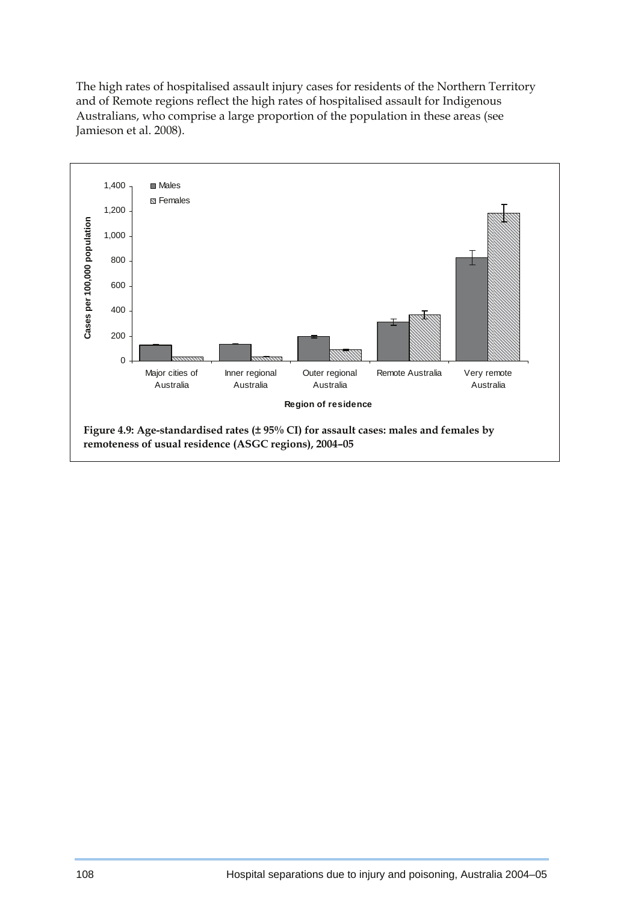The high rates of hospitalised assault injury cases for residents of the Northern Territory and of Remote regions reflect the high rates of hospitalised assault for Indigenous Australians, who comprise a large proportion of the population in these areas (see Jamieson et al. 2008).

**Figure 4.9: Age-standardised rates (± 95% CI) for assault cases: males and females by remoteness of usual residence (ASGC regions), 2004–05**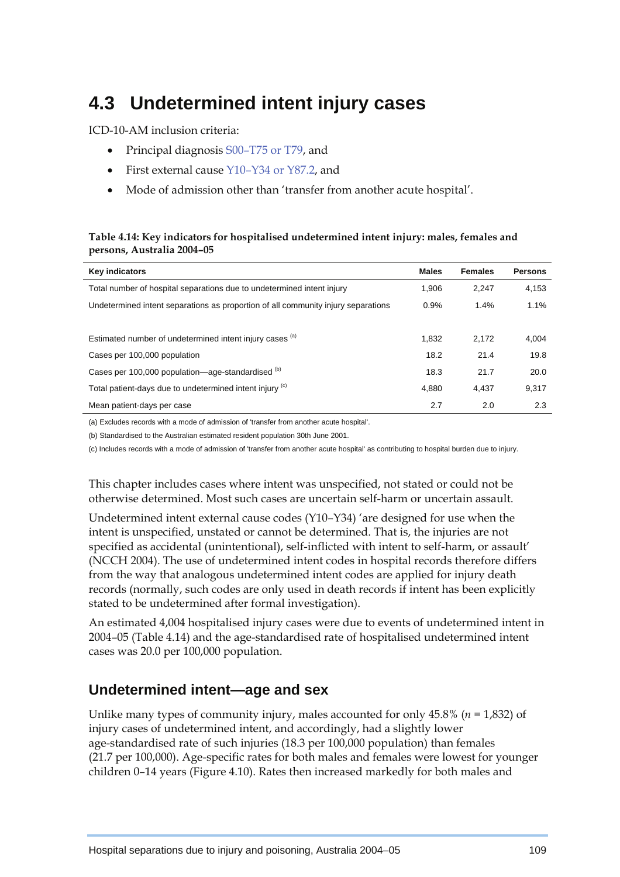## 4.3 Undetermined intent injury cases

ICD-10-AM inclusion criteria:

- Principal diagnosis S00–T75 or T79, and
- First external cause Y10–Y34 or Y87.2, and
- Mode of admission other than 'transfer from another acute hospital'.

**Table 4.14: Key indicators for hospitalised undetermined intent injury: males, females and persons, Australia 2004–05**

| Key indicators | Males | Females | Persons |
|---|---|---|---|
| Total number of hospital separations due to undetermined intent injury | 1,906 | 2,247 | 4,153 |
| Undetermined intent separations as proportion of all community injury separations | 0.9% | 1.4% | 1.1% |
| Estimated number of undetermined intent injury cases [(a)] | 1,832 | 2,172 | 4,004 |
| Cases per 100,000 population | 18.2 | 21.4 | 19.8 |
| Cases per 100,000 population—age-standardised [(b)] | 18.3 | 21.7 | 20.0 |
| Total patient-days due to undetermined intent injury [(c)] | 4,880 | 4,437 | 9,317 |
| Mean patient-days per case | 2.7 | 2.0 | 2.3 |

(a) Excludes records with a mode of admission of 'transfer from another acute hospital'.

(b) Standardised to the Australian estimated resident population 30th June 2001.

(c) Includes records with a mode of admission of 'transfer from another acute hospital' as contributing to hospital burden due to injury.

This chapter includes cases where intent was unspecified, not stated or could not be otherwise determined. Most such cases are uncertain self-harm or uncertain assault.

Undetermined intent external cause codes (Y10–Y34) 'are designed for use when the intent is unspecified, unstated or cannot be determined. That is, the injuries are not specified as accidental (unintentional), self-inflicted with intent to self-harm, or assault' (NCCH 2004). The use of undetermined intent codes in hospital records therefore differs from the way that analogous undetermined intent codes are applied for injury death records (normally, such codes are only used in death records if intent has been explicitly stated to be undetermined after formal investigation).

An estimated 4,004 hospitalised injury cases were due to events of undetermined intent in 2004–05 (Table 4.14) and the age-standardised rate of hospitalised undetermined intent cases was 20.0 per 100,000 population.

### Undetermined intent—age and sex

Unlike many types of community injury, males accounted for only 45.8% ($n$ = 1,832) of injury cases of undetermined intent, and accordingly, had a slightly lower age-standardised rate of such injuries (18.3 per 100,000 population) than females (21.7 per 100,000). Age-specific rates for both males and females were lowest for younger children 0–14 years (Figure 4.10). Rates then increased markedly for both males and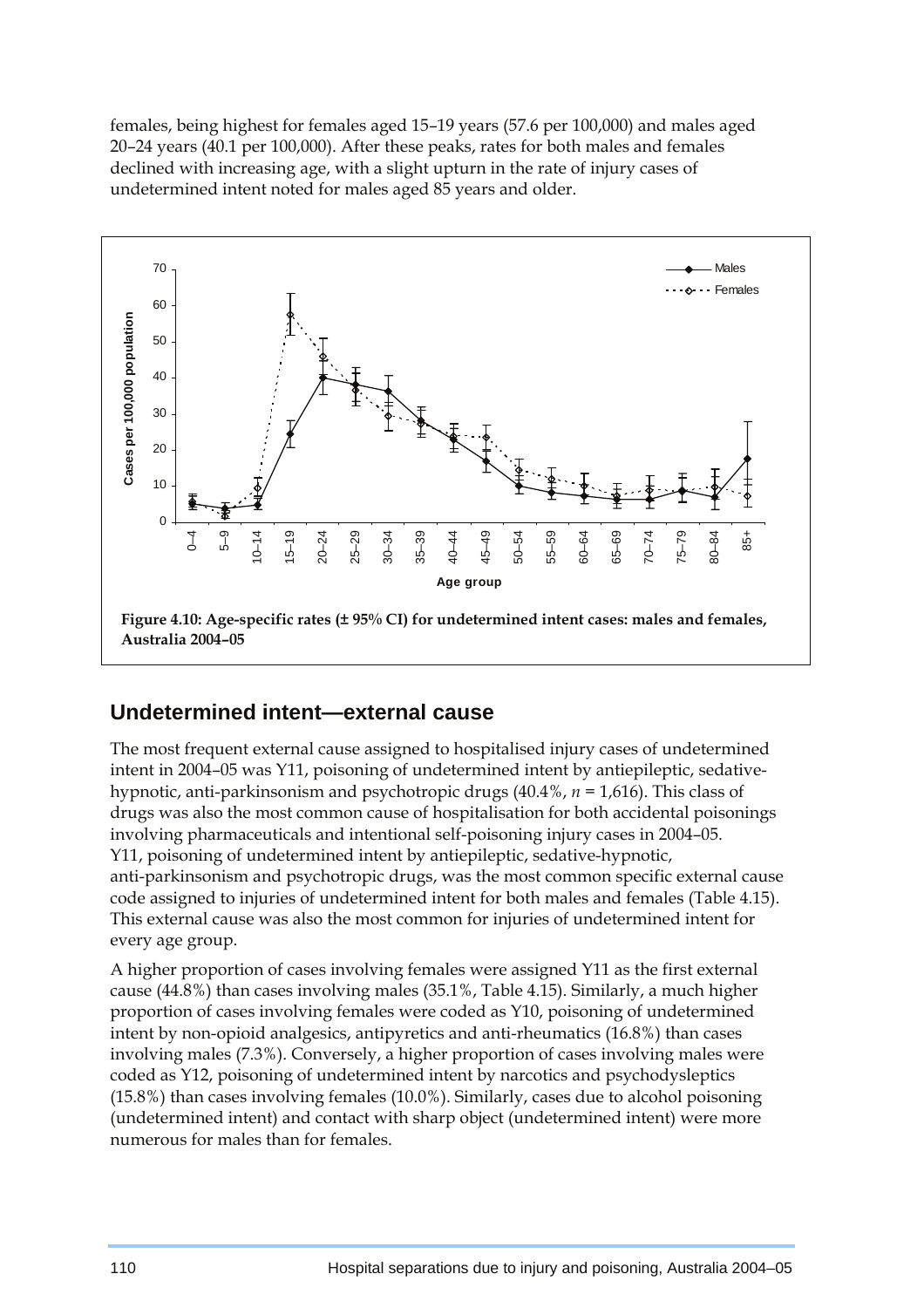females, being highest for females aged 15–19 years (57.6 per 100,000) and males aged 20–24 years (40.1 per 100,000). After these peaks, rates for both males and females declined with increasing age, with a slight upturn in the rate of injury cases of undetermined intent noted for males aged 85 years and older.

**Figure 4.10: Age-specific rates (± 95% CI) for undetermined intent cases: males and females, Australia 2004–05**

## Undetermined intent—external cause

The most frequent external cause assigned to hospitalised injury cases of undetermined intent in 2004–05 was Y11, poisoning of undetermined intent by antiepileptic, sedative-hypnotic, anti-parkinsonism and psychotropic drugs (40.4%, *n* = 1,616). This class of drugs was also the most common cause of hospitalisation for both accidental poisonings involving pharmaceuticals and intentional self-poisoning injury cases in 2004–05. Y11, poisoning of undetermined intent by antiepileptic, sedative-hypnotic, anti-parkinsonism and psychotropic drugs, was the most common specific external cause code assigned to injuries of undetermined intent for both males and females (Table 4.15). This external cause was also the most common for injuries of undetermined intent for every age group.

A higher proportion of cases involving females were assigned Y11 as the first external cause (44.8%) than cases involving males (35.1%, Table 4.15). Similarly, a much higher proportion of cases involving females were coded as Y10, poisoning of undetermined intent by non-opioid analgesics, antipyretics and anti-rheumatics (16.8%) than cases involving males (7.3%). Conversely, a higher proportion of cases involving males were coded as Y12, poisoning of undetermined intent by narcotics and psychodysleptics (15.8%) than cases involving females (10.0%). Similarly, cases due to alcohol poisoning (undetermined intent) and contact with sharp object (undetermined intent) were more numerous for males than for females.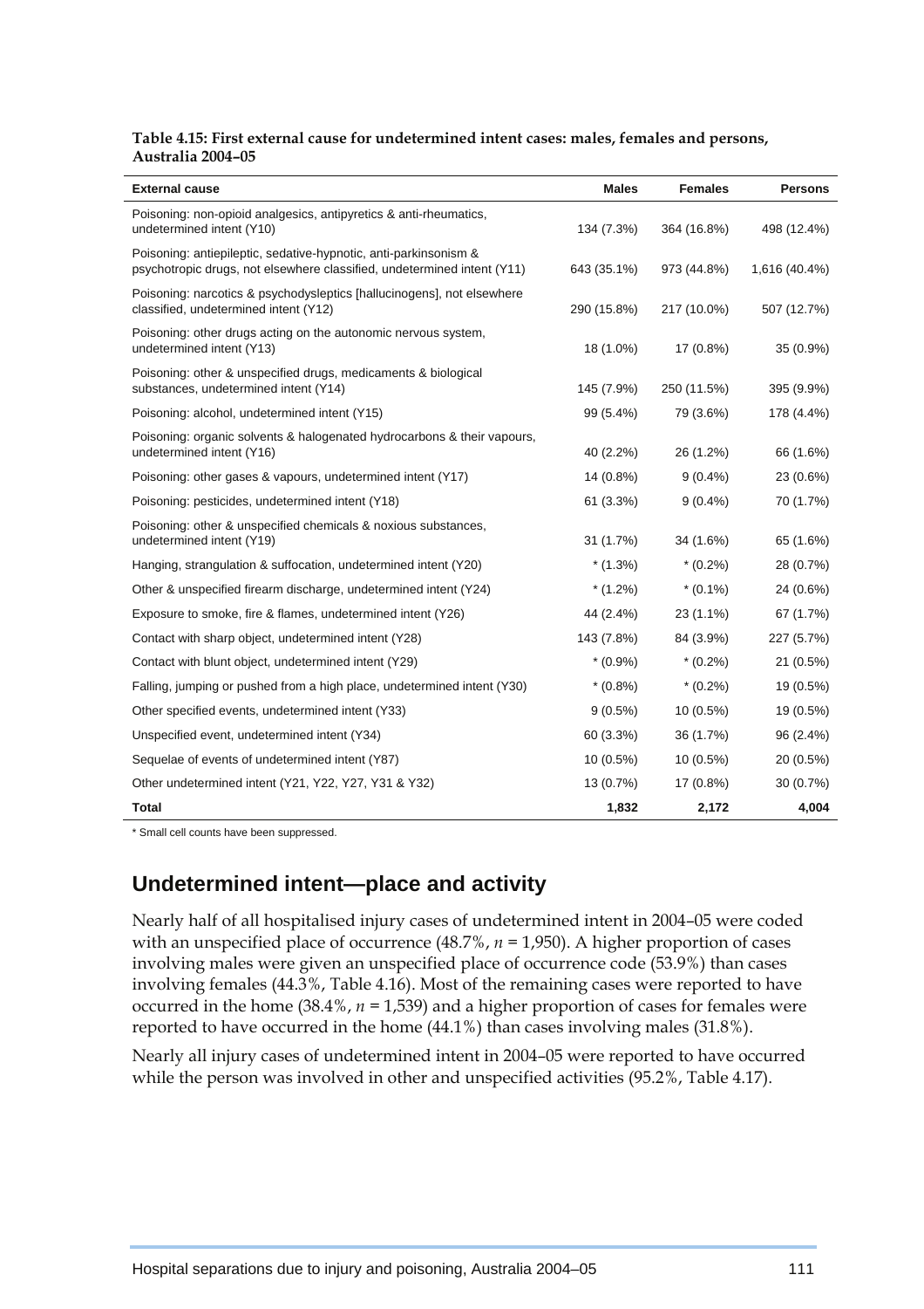**Table 4.15: First external cause for undetermined intent cases: males, females and persons, Australia 2004–05**

| External cause | Males | Females | Persons |
|---|---|---|---|
| Poisoning: non-opioid analgesics, antipyretics & anti-rheumatics, undetermined intent (Y10) | 134 (7.3%) | 364 (16.8%) | 498 (12.4%) |
| Poisoning: antiepileptic, sedative-hypnotic, anti-parkinsonism & psychotropic drugs, not elsewhere classified, undetermined intent (Y11) | 643 (35.1%) | 973 (44.8%) | 1,616 (40.4%) |
| Poisoning: narcotics & psychodysleptics [hallucinogens], not elsewhere classified, undetermined intent (Y12) | 290 (15.8%) | 217 (10.0%) | 507 (12.7%) |
| Poisoning: other drugs acting on the autonomic nervous system, undetermined intent (Y13) | 18 (1.0%) | 17 (0.8%) | 35 (0.9%) |
| Poisoning: other & unspecified drugs, medicaments & biological substances, undetermined intent (Y14) | 145 (7.9%) | 250 (11.5%) | 395 (9.9%) |
| Poisoning: alcohol, undetermined intent (Y15) | 99 (5.4%) | 79 (3.6%) | 178 (4.4%) |
| Poisoning: organic solvents & halogenated hydrocarbons & their vapours, undetermined intent (Y16) | 40 (2.2%) | 26 (1.2%) | 66 (1.6%) |
| Poisoning: other gases & vapours, undetermined intent (Y17) | 14 (0.8%) | 9 (0.4%) | 23 (0.6%) |
| Poisoning: pesticides, undetermined intent (Y18) | 61 (3.3%) | 9 (0.4%) | 70 (1.7%) |
| Poisoning: other & unspecified chemicals & noxious substances, undetermined intent (Y19) | 31 (1.7%) | 34 (1.6%) | 65 (1.6%) |
| Hanging, strangulation & suffocation, undetermined intent (Y20) | * (1.3%) | * (0.2%) | 28 (0.7%) |
| Other & unspecified firearm discharge, undetermined intent (Y24) | * (1.2%) | * (0.1%) | 24 (0.6%) |
| Exposure to smoke, fire & flames, undetermined intent (Y26) | 44 (2.4%) | 23 (1.1%) | 67 (1.7%) |
| Contact with sharp object, undetermined intent (Y28) | 143 (7.8%) | 84 (3.9%) | 227 (5.7%) |
| Contact with blunt object, undetermined intent (Y29) | * (0.9%) | * (0.2%) | 21 (0.5%) |
| Falling, jumping or pushed from a high place, undetermined intent (Y30) | * (0.8%) | * (0.2%) | 19 (0.5%) |
| Other specified events, undetermined intent (Y33) | 9 (0.5%) | 10 (0.5%) | 19 (0.5%) |
| Unspecified event, undetermined intent (Y34) | 60 (3.3%) | 36 (1.7%) | 96 (2.4%) |
| Sequelae of events of undetermined intent (Y87) | 10 (0.5%) | 10 (0.5%) | 20 (0.5%) |
| Other undetermined intent (Y21, Y22, Y27, Y31 & Y32) | 13 (0.7%) | 17 (0.8%) | 30 (0.7%) |
| **Total** | **1,832** | **2,172** | **4,004** |

\* Small cell counts have been suppressed.

## Undetermined intent—place and activity

Nearly half of all hospitalised injury cases of undetermined intent in 2004–05 were coded with an unspecified place of occurrence (48.7%, *n* = 1,950). A higher proportion of cases involving males were given an unspecified place of occurrence code (53.9%) than cases involving females (44.3%, Table 4.16). Most of the remaining cases were reported to have occurred in the home (38.4%, *n* = 1,539) and a higher proportion of cases for females were reported to have occurred in the home (44.1%) than cases involving males (31.8%).

Nearly all injury cases of undetermined intent in 2004–05 were reported to have occurred while the person was involved in other and unspecified activities (95.2%, Table 4.17).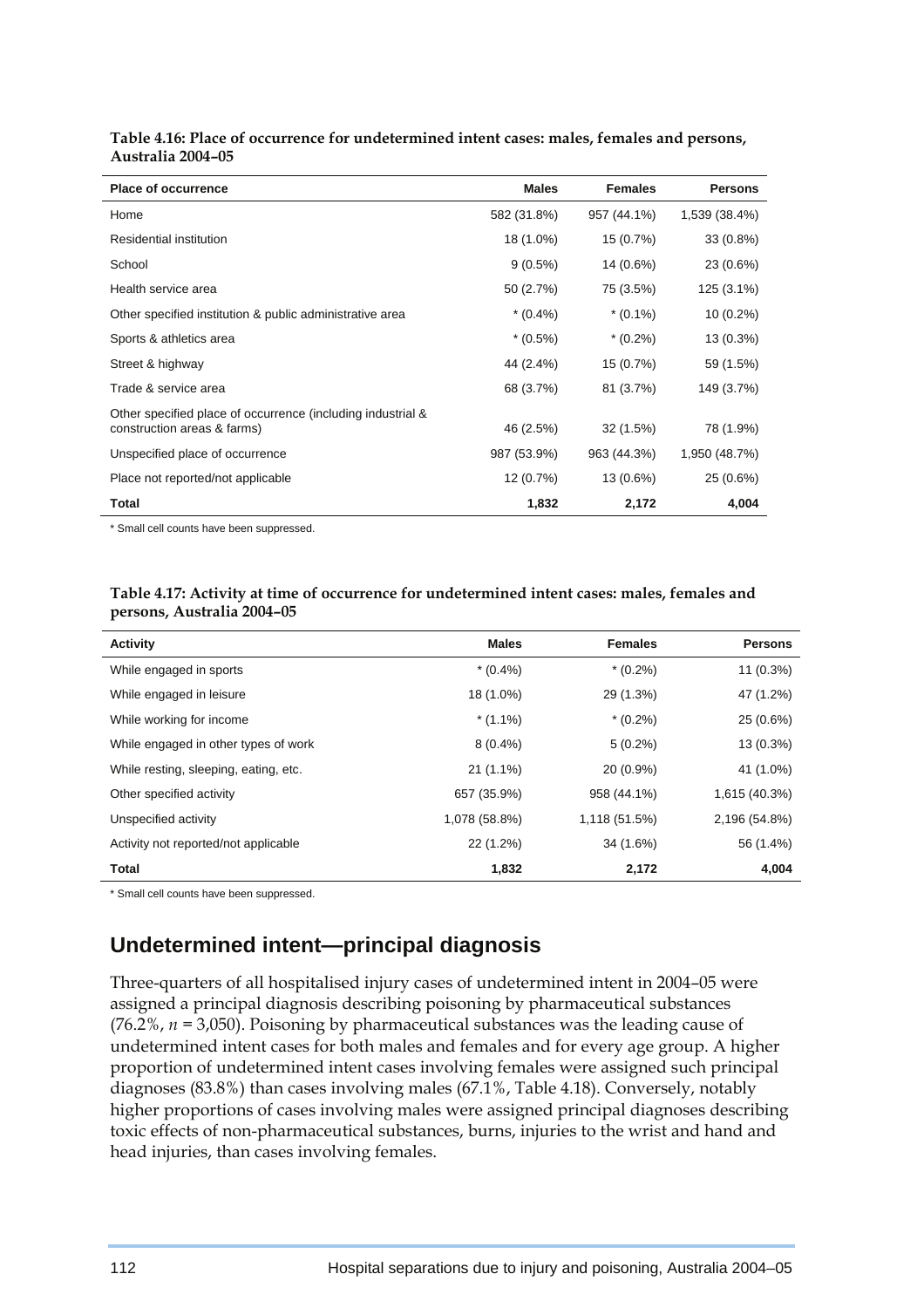**Table 4.16: Place of occurrence for undetermined intent cases: males, females and persons, Australia 2004–05**

| Place of occurrence | Males | Females | Persons |
|---|---|---|---|
| Home | 582 (31.8%) | 957 (44.1%) | 1,539 (38.4%) |
| Residential institution | 18 (1.0%) | 15 (0.7%) | 33 (0.8%) |
| School | 9 (0.5%) | 14 (0.6%) | 23 (0.6%) |
| Health service area | 50 (2.7%) | 75 (3.5%) | 125 (3.1%) |
| Other specified institution & public administrative area | * (0.4%) | * (0.1%) | 10 (0.2%) |
| Sports & athletics area | * (0.5%) | * (0.2%) | 13 (0.3%) |
| Street & highway | 44 (2.4%) | 15 (0.7%) | 59 (1.5%) |
| Trade & service area | 68 (3.7%) | 81 (3.7%) | 149 (3.7%) |
| Other specified place of occurrence (including industrial & construction areas & farms) | 46 (2.5%) | 32 (1.5%) | 78 (1.9%) |
| Unspecified place of occurrence | 987 (53.9%) | 963 (44.3%) | 1,950 (48.7%) |
| Place not reported/not applicable | 12 (0.7%) | 13 (0.6%) | 25 (0.6%) |
| **Total** | **1,832** | **2,172** | **4,004** |

\* Small cell counts have been suppressed.

**Table 4.17: Activity at time of occurrence for undetermined intent cases: males, females and persons, Australia 2004–05**

| Activity | Males | Females | Persons |
|---|---|---|---|
| While engaged in sports | * (0.4%) | * (0.2%) | 11 (0.3%) |
| While engaged in leisure | 18 (1.0%) | 29 (1.3%) | 47 (1.2%) |
| While working for income | * (1.1%) | * (0.2%) | 25 (0.6%) |
| While engaged in other types of work | 8 (0.4%) | 5 (0.2%) | 13 (0.3%) |
| While resting, sleeping, eating, etc. | 21 (1.1%) | 20 (0.9%) | 41 (1.0%) |
| Other specified activity | 657 (35.9%) | 958 (44.1%) | 1,615 (40.3%) |
| Unspecified activity | 1,078 (58.8%) | 1,118 (51.5%) | 2,196 (54.8%) |
| Activity not reported/not applicable | 22 (1.2%) | 34 (1.6%) | 56 (1.4%) |
| **Total** | **1,832** | **2,172** | **4,004** |

\* Small cell counts have been suppressed.

## Undetermined intent—principal diagnosis

Three-quarters of all hospitalised injury cases of undetermined intent in 2004–05 were assigned a principal diagnosis describing poisoning by pharmaceutical substances (76.2%, *n* = 3,050). Poisoning by pharmaceutical substances was the leading cause of undetermined intent cases for both males and females and for every age group. A higher proportion of undetermined intent cases involving females were assigned such principal diagnoses (83.8%) than cases involving males (67.1%, Table 4.18). Conversely, notably higher proportions of cases involving males were assigned principal diagnoses describing toxic effects of non-pharmaceutical substances, burns, injuries to the wrist and hand and head injuries, than cases involving females.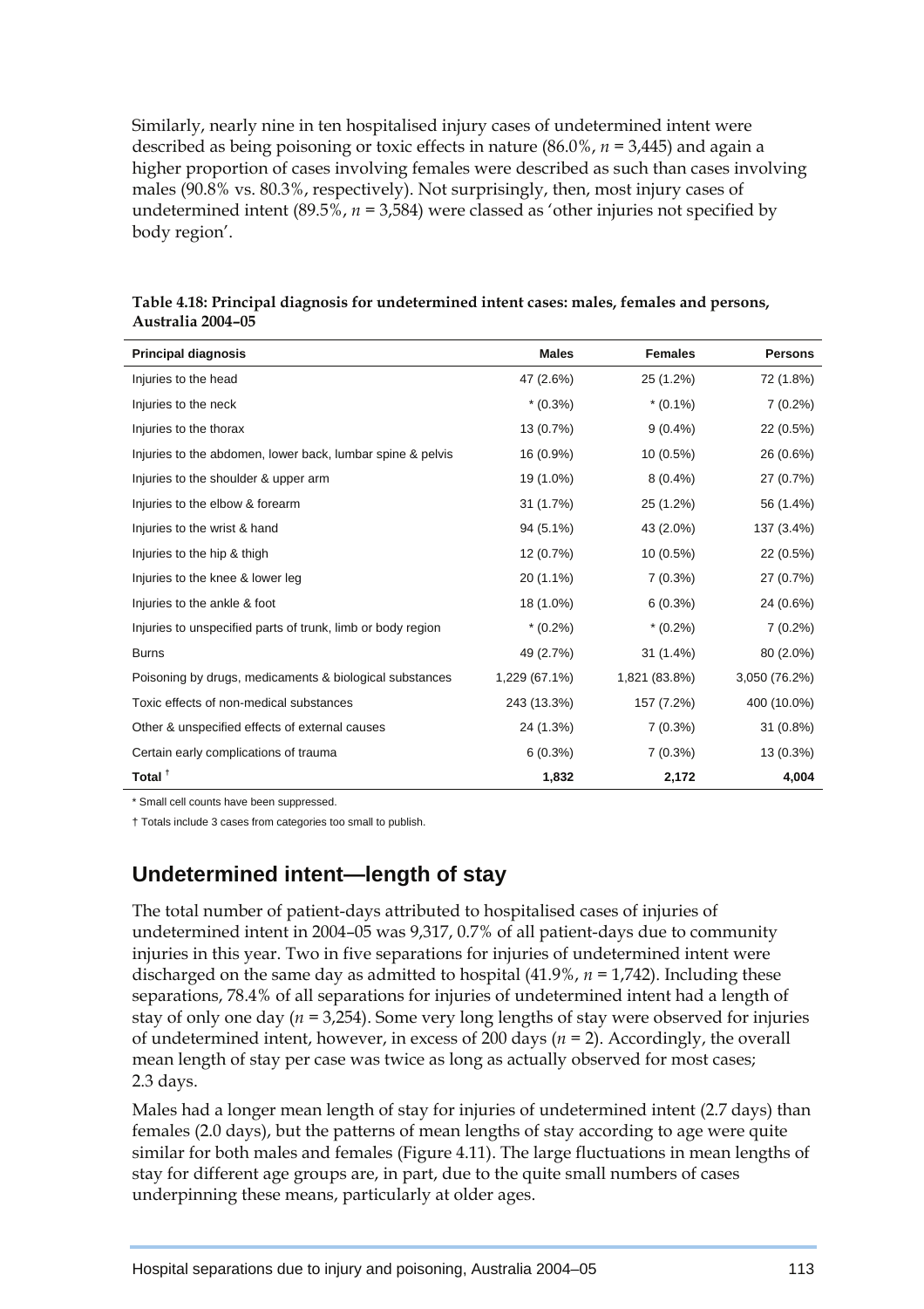Similarly, nearly nine in ten hospitalised injury cases of undetermined intent were described as being poisoning or toxic effects in nature (86.0%, *n* = 3,445) and again a higher proportion of cases involving females were described as such than cases involving males (90.8% vs. 80.3%, respectively). Not surprisingly, then, most injury cases of undetermined intent (89.5%, *n* = 3,584) were classed as 'other injuries not specified by body region'.

**Table 4.18: Principal diagnosis for undetermined intent cases: males, females and persons, Australia 2004–05**

| Principal diagnosis | Males | Females | Persons |
|---|---|---|---|
| Injuries to the head | 47 (2.6%) | 25 (1.2%) | 72 (1.8%) |
| Injuries to the neck | * (0.3%) | * (0.1%) | 7 (0.2%) |
| Injuries to the thorax | 13 (0.7%) | 9 (0.4%) | 22 (0.5%) |
| Injuries to the abdomen, lower back, lumbar spine & pelvis | 16 (0.9%) | 10 (0.5%) | 26 (0.6%) |
| Injuries to the shoulder & upper arm | 19 (1.0%) | 8 (0.4%) | 27 (0.7%) |
| Injuries to the elbow & forearm | 31 (1.7%) | 25 (1.2%) | 56 (1.4%) |
| Injuries to the wrist & hand | 94 (5.1%) | 43 (2.0%) | 137 (3.4%) |
| Injuries to the hip & thigh | 12 (0.7%) | 10 (0.5%) | 22 (0.5%) |
| Injuries to the knee & lower leg | 20 (1.1%) | 7 (0.3%) | 27 (0.7%) |
| Injuries to the ankle & foot | 18 (1.0%) | 6 (0.3%) | 24 (0.6%) |
| Injuries to unspecified parts of trunk, limb or body region | * (0.2%) | * (0.2%) | 7 (0.2%) |
| Burns | 49 (2.7%) | 31 (1.4%) | 80 (2.0%) |
| Poisoning by drugs, medicaments & biological substances | 1,229 (67.1%) | 1,821 (83.8%) | 3,050 (76.2%) |
| Toxic effects of non-medical substances | 243 (13.3%) | 157 (7.2%) | 400 (10.0%) |
| Other & unspecified effects of external causes | 24 (1.3%) | 7 (0.3%) | 31 (0.8%) |
| Certain early complications of trauma | 6 (0.3%) | 7 (0.3%) | 13 (0.3%) |
| **Total** † | **1,832** | **2,172** | **4,004** |

* Small cell counts have been suppressed.

† Totals include 3 cases from categories too small to publish.

## Undetermined intent—length of stay

The total number of patient-days attributed to hospitalised cases of injuries of undetermined intent in 2004–05 was 9,317, 0.7% of all patient-days due to community injuries in this year. Two in five separations for injuries of undetermined intent were discharged on the same day as admitted to hospital (41.9%, *n* = 1,742). Including these separations, 78.4% of all separations for injuries of undetermined intent had a length of stay of only one day (*n* = 3,254). Some very long lengths of stay were observed for injuries of undetermined intent, however, in excess of 200 days (*n* = 2). Accordingly, the overall mean length of stay per case was twice as long as actually observed for most cases; 2.3 days.

Males had a longer mean length of stay for injuries of undetermined intent (2.7 days) than females (2.0 days), but the patterns of mean lengths of stay according to age were quite similar for both males and females (Figure 4.11). The large fluctuations in mean lengths of stay for different age groups are, in part, due to the quite small numbers of cases underpinning these means, particularly at older ages.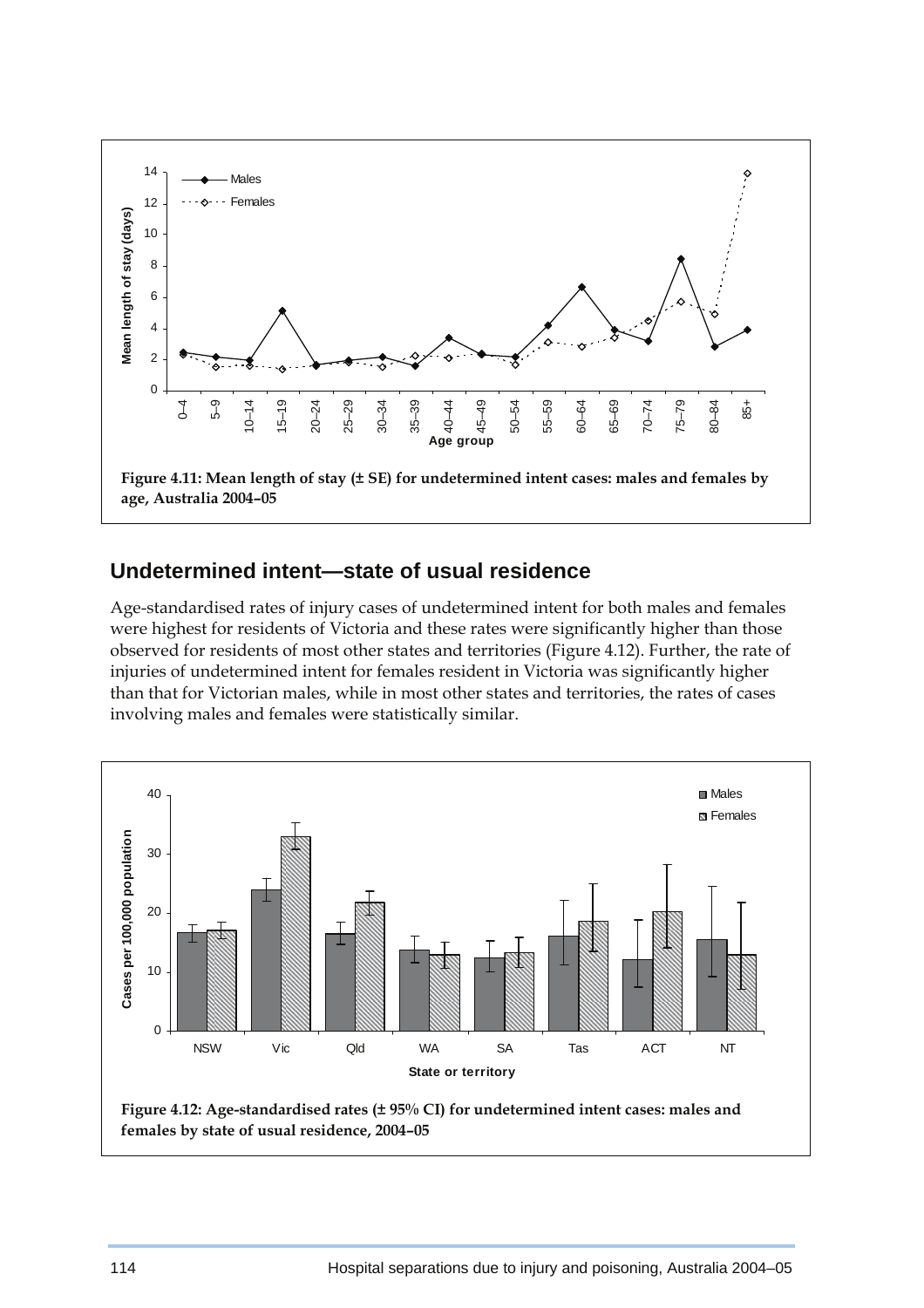Figure 4.11: Mean length of stay (± SE) for undetermined intent cases: males and females by age, Australia 2004–05

## Undetermined intent—state of usual residence

Age-standardised rates of injury cases of undetermined intent for both males and females were highest for residents of Victoria and these rates were significantly higher than those observed for residents of most other states and territories (Figure 4.12). Further, the rate of injuries of undetermined intent for females resident in Victoria was significantly higher than that for Victorian males, while in most other states and territories, the rates of cases involving males and females were statistically similar.

Figure 4.12: Age-standardised rates (± 95% CI) for undetermined intent cases: males and females by state of usual residence, 2004–05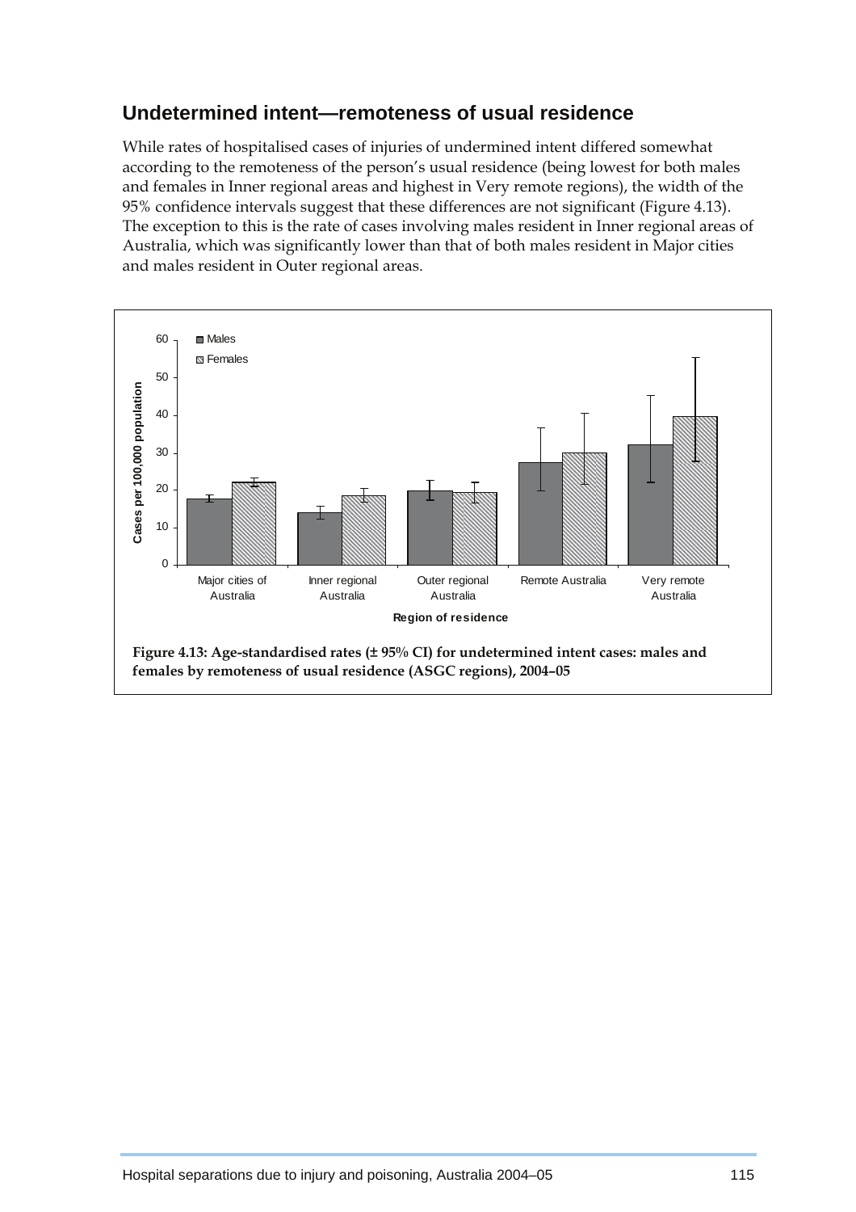## Undetermined intent—remoteness of usual residence

While rates of hospitalised cases of injuries of undermined intent differed somewhat according to the remoteness of the person's usual residence (being lowest for both males and females in Inner regional areas and highest in Very remote regions), the width of the 95% confidence intervals suggest that these differences are not significant (Figure 4.13). The exception to this is the rate of cases involving males resident in Inner regional areas of Australia, which was significantly lower than that of both males resident in Major cities and males resident in Outer regional areas.

Males
Females

Cases per 100,000 population

0
10
20
30
40
50
60

Major cities of Australia
Inner regional Australia
Outer regional Australia
Remote Australia
Very remote Australia

Region of residence

**Figure 4.13: Age-standardised rates (± 95% CI) for undetermined intent cases: males and females by remoteness of usual residence (ASGC regions), 2004–05**